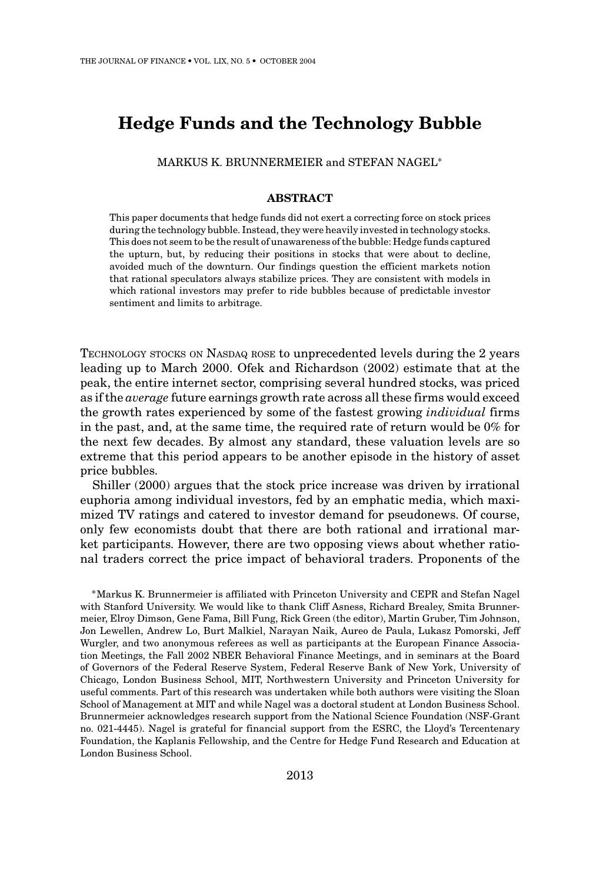# Hedge Funds and the Technology Bubble

MARKUS K. BRUNNERMEIER and STEFAN NAGEL*

## ABSTRACT

This paper documents that hedge funds did not exert a correcting force on stock prices during the technology bubble. Instead, they were heavily invested in technology stocks. This does not seem to be the result of unawareness of the bubble: Hedge funds captured the upturn, but, by reducing their positions in stocks that were about to decline, avoided much of the downturn. Our findings question the efficient markets notion that rational speculators always stabilize prices. They are consistent with models in which rational investors may prefer to ride bubbles because of predictable investor sentiment and limits to arbitrage.

TECHNOLOGY STOCKS ON NASDAQ ROSE to unprecedented levels during the 2 years leading up to March 2000. Ofek and Richardson (2002) estimate that at the peak, the entire internet sector, comprising several hundred stocks, was priced as if the *average* future earnings growth rate across all these firms would exceed the growth rates experienced by some of the fastest growing *individual* firms in the past, and, at the same time, the required rate of return would be 0% for the next few decades. By almost any standard, these valuation levels are so extreme that this period appears to be another episode in the history of asset price bubbles.

Shiller (2000) argues that the stock price increase was driven by irrational euphoria among individual investors, fed by an emphatic media, which maximized TV ratings and catered to investor demand for pseudonews. Of course, only few economists doubt that there are both rational and irrational market participants. However, there are two opposing views about whether rational traders correct the price impact of behavioral traders. Proponents of the

*Markus K. Brunnermeier is affiliated with Princeton University and CEPR and Stefan Nagel with Stanford University. We would like to thank Cliff Asness, Richard Brealey, Smita Brunnermeier, Elroy Dimson, Gene Fama, Bill Fung, Rick Green (the editor), Martin Gruber, Tim Johnson, Jon Lewellen, Andrew Lo, Burt Malkiel, Narayan Naik, Aureo de Paula, Lukasz Pomorski, Jeff Wurgler, and two anonymous referees as well as participants at the European Finance Association Meetings, the Fall 2002 NBER Behavioral Finance Meetings, and in seminars at the Board of Governors of the Federal Reserve System, Federal Reserve Bank of New York, University of Chicago, London Business School, MIT, Northwestern University and Princeton University for useful comments. Part of this research was undertaken while both authors were visiting the Sloan School of Management at MIT and while Nagel was a doctoral student at London Business School. Brunnermeier acknowledges research support from the National Science Foundation (NSF-Grant no. 021-4445). Nagel is grateful for financial support from the ESRC, the Lloyd's Tercentenary Foundation, the Kaplanis Fellowship, and the Centre for Hedge Fund Research and Education at London Business School.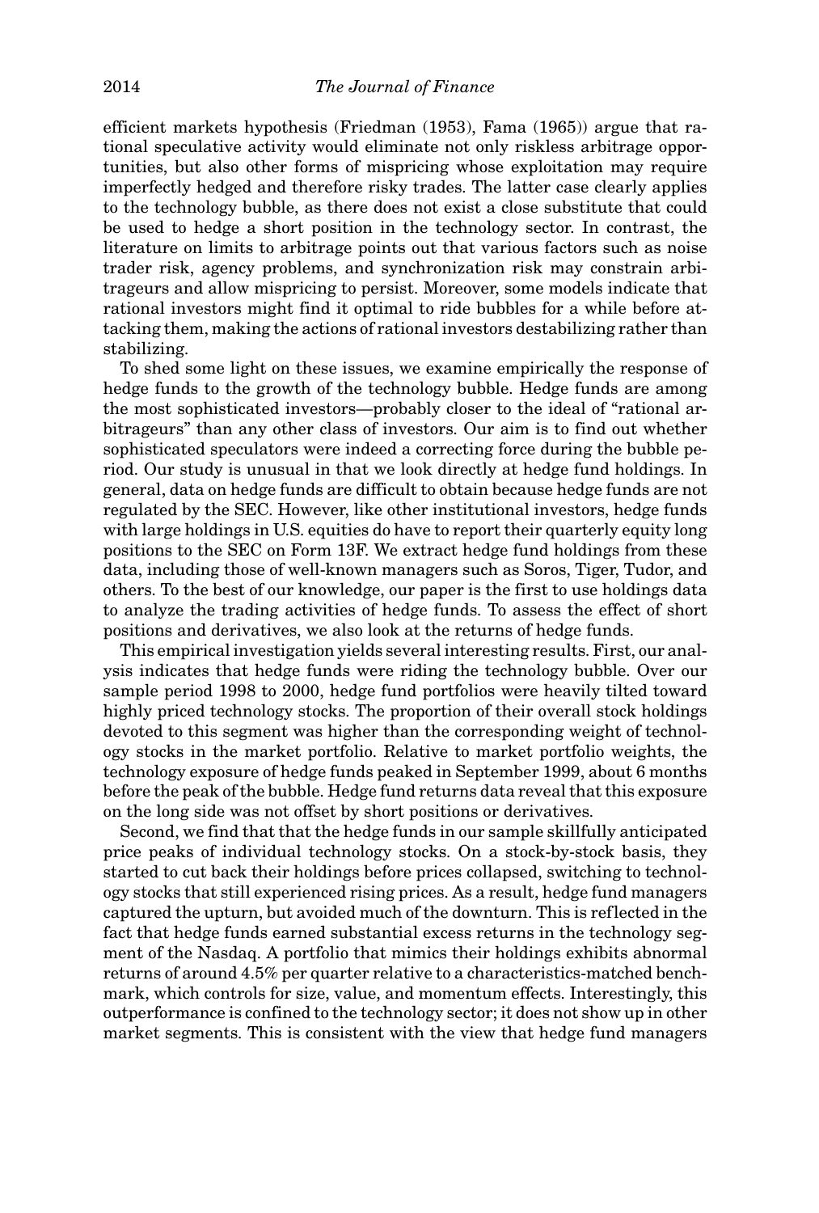efficient markets hypothesis (Friedman (1953), Fama (1965)) argue that rational speculative activity would eliminate not only riskless arbitrage opportunities, but also other forms of mispricing whose exploitation may require imperfectly hedged and therefore risky trades. The latter case clearly applies to the technology bubble, as there does not exist a close substitute that could be used to hedge a short position in the technology sector. In contrast, the literature on limits to arbitrage points out that various factors such as noise trader risk, agency problems, and synchronization risk may constrain arbitrageurs and allow mispricing to persist. Moreover, some models indicate that rational investors might find it optimal to ride bubbles for a while before attacking them, making the actions of rational investors destabilizing rather than stabilizing.

To shed some light on these issues, we examine empirically the response of hedge funds to the growth of the technology bubble. Hedge funds are among the most sophisticated investors—probably closer to the ideal of "rational arbitrageurs" than any other class of investors. Our aim is to find out whether sophisticated speculators were indeed a correcting force during the bubble period. Our study is unusual in that we look directly at hedge fund holdings. In general, data on hedge funds are difficult to obtain because hedge funds are not regulated by the SEC. However, like other institutional investors, hedge funds with large holdings in U.S. equities do have to report their quarterly equity long positions to the SEC on Form 13F. We extract hedge fund holdings from these data, including those of well-known managers such as Soros, Tiger, Tudor, and others. To the best of our knowledge, our paper is the first to use holdings data to analyze the trading activities of hedge funds. To assess the effect of short positions and derivatives, we also look at the returns of hedge funds.

This empirical investigation yields several interesting results. First, our analysis indicates that hedge funds were riding the technology bubble. Over our sample period 1998 to 2000, hedge fund portfolios were heavily tilted toward highly priced technology stocks. The proportion of their overall stock holdings devoted to this segment was higher than the corresponding weight of technology stocks in the market portfolio. Relative to market portfolio weights, the technology exposure of hedge funds peaked in September 1999, about 6 months before the peak of the bubble. Hedge fund returns data reveal that this exposure on the long side was not offset by short positions or derivatives.

Second, we find that that the hedge funds in our sample skillfully anticipated price peaks of individual technology stocks. On a stock-by-stock basis, they started to cut back their holdings before prices collapsed, switching to technology stocks that still experienced rising prices. As a result, hedge fund managers captured the upturn, but avoided much of the downturn. This is reflected in the fact that hedge funds earned substantial excess returns in the technology segment of the Nasdaq. A portfolio that mimics their holdings exhibits abnormal returns of around 4.5% per quarter relative to a characteristics-matched benchmark, which controls for size, value, and momentum effects. Interestingly, this outperformance is confined to the technology sector; it does not show up in other market segments. This is consistent with the view that hedge fund managers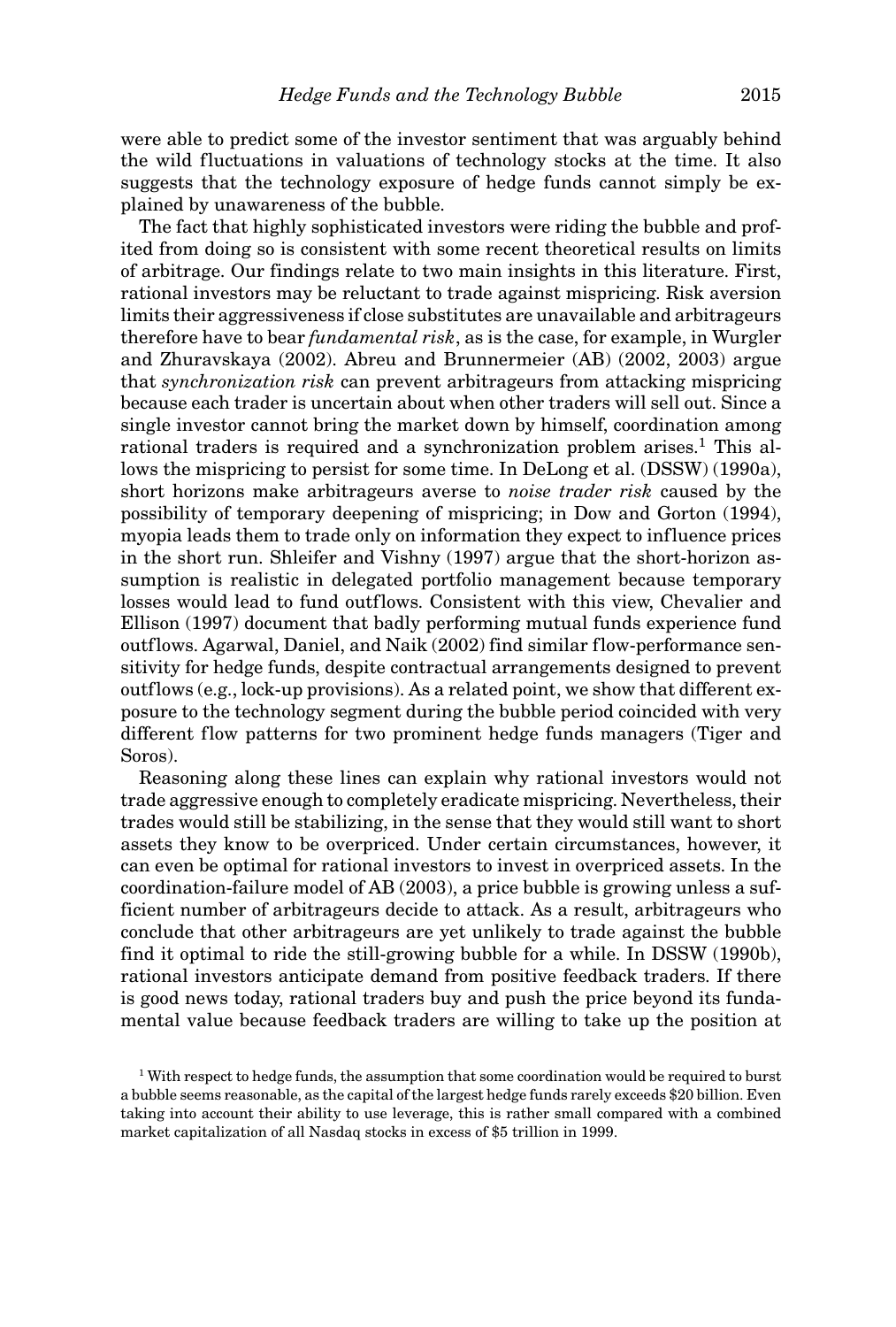were able to predict some of the investor sentiment that was arguably behind the wild fluctuations in valuations of technology stocks at the time. It also suggests that the technology exposure of hedge funds cannot simply be explained by unawareness of the bubble.

The fact that highly sophisticated investors were riding the bubble and profited from doing so is consistent with some recent theoretical results on limits of arbitrage. Our findings relate to two main insights in this literature. First, rational investors may be reluctant to trade against mispricing. Risk aversion limits their aggressiveness if close substitutes are unavailable and arbitrageurs therefore have to bear *fundamental risk*, as is the case, for example, in Wurgler and Zhuravskaya (2002). Abreu and Brunnermeier (AB) (2002, 2003) argue that *synchronization risk* can prevent arbitrageurs from attacking mispricing because each trader is uncertain about when other traders will sell out. Since a single investor cannot bring the market down by himself, coordination among rational traders is required and a synchronization problem arises.[1] This allows the mispricing to persist for some time. In DeLong et al. (DSSW) (1990a), short horizons make arbitrageurs averse to *noise trader risk* caused by the possibility of temporary deepening of mispricing; in Dow and Gorton (1994), myopia leads them to trade only on information they expect to influence prices in the short run. Shleifer and Vishny (1997) argue that the short-horizon assumption is realistic in delegated portfolio management because temporary losses would lead to fund outflows. Consistent with this view, Chevalier and Ellison (1997) document that badly performing mutual funds experience fund outflows. Agarwal, Daniel, and Naik (2002) find similar flow-performance sensitivity for hedge funds, despite contractual arrangements designed to prevent outflows (e.g., lock-up provisions). As a related point, we show that different exposure to the technology segment during the bubble period coincided with very different flow patterns for two prominent hedge funds managers (Tiger and Soros).

Reasoning along these lines can explain why rational investors would not trade aggressive enough to completely eradicate mispricing. Nevertheless, their trades would still be stabilizing, in the sense that they would still want to short assets they know to be overpriced. Under certain circumstances, however, it can even be optimal for rational investors to invest in overpriced assets. In the coordination-failure model of AB (2003), a price bubble is growing unless a sufficient number of arbitrageurs decide to attack. As a result, arbitrageurs who conclude that other arbitrageurs are yet unlikely to trade against the bubble find it optimal to ride the still-growing bubble for a while. In DSSW (1990b), rational investors anticipate demand from positive feedback traders. If there is good news today, rational traders buy and push the price beyond its fundamental value because feedback traders are willing to take up the position at

[1] With respect to hedge funds, the assumption that some coordination would be required to burst a bubble seems reasonable, as the capital of the largest hedge funds rarely exceeds \$20 billion. Even taking into account their ability to use leverage, this is rather small compared with a combined market capitalization of all Nasdaq stocks in excess of \$5 trillion in 1999.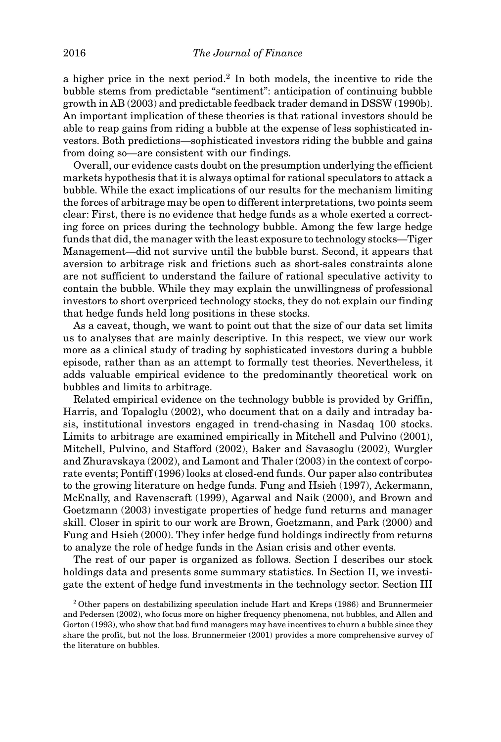a higher price in the next period.[2] In both models, the incentive to ride the bubble stems from predictable "sentiment": anticipation of continuing bubble growth in AB (2003) and predictable feedback trader demand in DSSW (1990b). An important implication of these theories is that rational investors should be able to reap gains from riding a bubble at the expense of less sophisticated investors. Both predictions—sophisticated investors riding the bubble and gains from doing so—are consistent with our findings.

Overall, our evidence casts doubt on the presumption underlying the efficient markets hypothesis that it is always optimal for rational speculators to attack a bubble. While the exact implications of our results for the mechanism limiting the forces of arbitrage may be open to different interpretations, two points seem clear: First, there is no evidence that hedge funds as a whole exerted a correcting force on prices during the technology bubble. Among the few large hedge funds that did, the manager with the least exposure to technology stocks—Tiger Management—did not survive until the bubble burst. Second, it appears that aversion to arbitrage risk and frictions such as short-sales constraints alone are not sufficient to understand the failure of rational speculative activity to contain the bubble. While they may explain the unwillingness of professional investors to short overpriced technology stocks, they do not explain our finding that hedge funds held long positions in these stocks.

As a caveat, though, we want to point out that the size of our data set limits us to analyses that are mainly descriptive. In this respect, we view our work more as a clinical study of trading by sophisticated investors during a bubble episode, rather than as an attempt to formally test theories. Nevertheless, it adds valuable empirical evidence to the predominantly theoretical work on bubbles and limits to arbitrage.

Related empirical evidence on the technology bubble is provided by Griffin, Harris, and Topaloglu (2002), who document that on a daily and intraday basis, institutional investors engaged in trend-chasing in Nasdaq 100 stocks. Limits to arbitrage are examined empirically in Mitchell and Pulvino (2001), Mitchell, Pulvino, and Stafford (2002), Baker and Savasoglu (2002), Wurgler and Zhuravskaya (2002), and Lamont and Thaler (2003) in the context of corporate events; Pontiff (1996) looks at closed-end funds. Our paper also contributes to the growing literature on hedge funds. Fung and Hsieh (1997), Ackermann, McEnally, and Ravenscraft (1999), Agarwal and Naik (2000), and Brown and Goetzmann (2003) investigate properties of hedge fund returns and manager skill. Closer in spirit to our work are Brown, Goetzmann, and Park (2000) and Fung and Hsieh (2000). They infer hedge fund holdings indirectly from returns to analyze the role of hedge funds in the Asian crisis and other events.

The rest of our paper is organized as follows. Section I describes our stock holdings data and presents some summary statistics. In Section II, we investigate the extent of hedge fund investments in the technology sector. Section III

[2] Other papers on destabilizing speculation include Hart and Kreps (1986) and Brunnermeier and Pedersen (2002), who focus more on higher frequency phenomena, not bubbles, and Allen and Gorton (1993), who show that bad fund managers may have incentives to churn a bubble since they share the profit, but not the loss. Brunnermeier (2001) provides a more comprehensive survey of the literature on bubbles.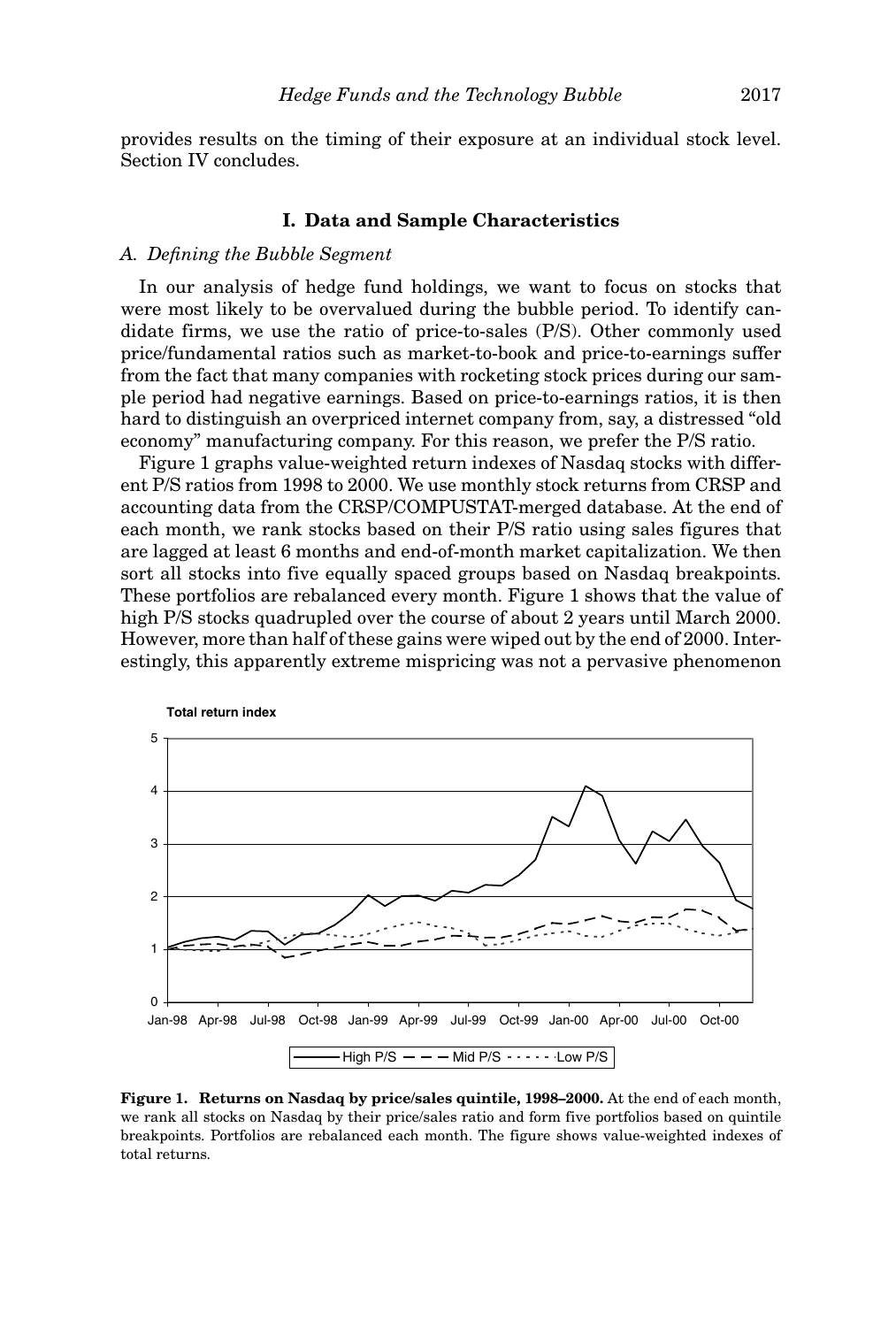provides results on the timing of their exposure at an individual stock level. Section IV concludes.

## I. Data and Sample Characteristics

### *A. Defining the Bubble Segment*

In our analysis of hedge fund holdings, we want to focus on stocks that were most likely to be overvalued during the bubble period. To identify candidate firms, we use the ratio of price-to-sales (P/S). Other commonly used price/fundamental ratios such as market-to-book and price-to-earnings suffer from the fact that many companies with rocketing stock prices during our sample period had negative earnings. Based on price-to-earnings ratios, it is then hard to distinguish an overpriced internet company from, say, a distressed "old economy" manufacturing company. For this reason, we prefer the P/S ratio.

Figure 1 graphs value-weighted return indexes of Nasdaq stocks with different P/S ratios from 1998 to 2000. We use monthly stock returns from CRSP and accounting data from the CRSP/COMPUSTAT-merged database. At the end of each month, we rank stocks based on their P/S ratio using sales figures that are lagged at least 6 months and end-of-month market capitalization. We then sort all stocks into five equally spaced groups based on Nasdaq breakpoints. These portfolios are rebalanced every month. Figure 1 shows that the value of high P/S stocks quadrupled over the course of about 2 years until March 2000. However, more than half of these gains were wiped out by the end of 2000. Interestingly, this apparently extreme mispricing was not a pervasive phenomenon

**Figure 1. Returns on Nasdaq by price/sales quintile, 1998–2000.** At the end of each month, we rank all stocks on Nasdaq by their price/sales ratio and form five portfolios based on quintile breakpoints. Portfolios are rebalanced each month. The figure shows value-weighted indexes of total returns.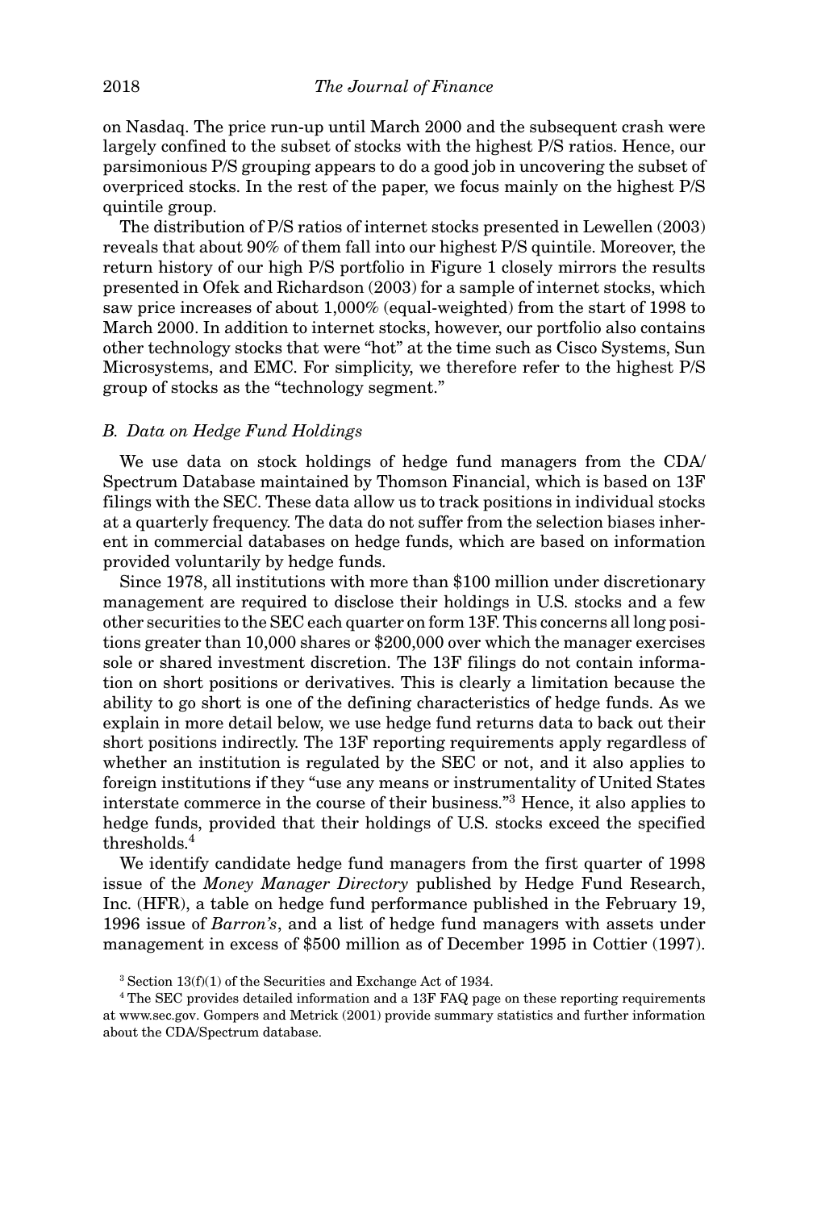on Nasdaq. The price run-up until March 2000 and the subsequent crash were largely confined to the subset of stocks with the highest P/S ratios. Hence, our parsimonious P/S grouping appears to do a good job in uncovering the subset of overpriced stocks. In the rest of the paper, we focus mainly on the highest P/S quintile group.

The distribution of P/S ratios of internet stocks presented in Lewellen (2003) reveals that about 90% of them fall into our highest P/S quintile. Moreover, the return history of our high P/S portfolio in Figure 1 closely mirrors the results presented in Ofek and Richardson (2003) for a sample of internet stocks, which saw price increases of about 1,000% (equal-weighted) from the start of 1998 to March 2000. In addition to internet stocks, however, our portfolio also contains other technology stocks that were "hot" at the time such as Cisco Systems, Sun Microsystems, and EMC. For simplicity, we therefore refer to the highest P/S group of stocks as the "technology segment."

### *B. Data on Hedge Fund Holdings*

We use data on stock holdings of hedge fund managers from the CDA/Spectrum Database maintained by Thomson Financial, which is based on 13F filings with the SEC. These data allow us to track positions in individual stocks at a quarterly frequency. The data do not suffer from the selection biases inherent in commercial databases on hedge funds, which are based on information provided voluntarily by hedge funds.

Since 1978, all institutions with more than $100 million under discretionary management are required to disclose their holdings in U.S. stocks and a few other securities to the SEC each quarter on form 13F. This concerns all long positions greater than 10,000 shares or $200,000 over which the manager exercises sole or shared investment discretion. The 13F filings do not contain information on short positions or derivatives. This is clearly a limitation because the ability to go short is one of the defining characteristics of hedge funds. As we explain in more detail below, we use hedge fund returns data to back out their short positions indirectly. The 13F reporting requirements apply regardless of whether an institution is regulated by the SEC or not, and it also applies to foreign institutions if they "use any means or instrumentality of United States interstate commerce in the course of their business."[3] Hence, it also applies to hedge funds, provided that their holdings of U.S. stocks exceed the specified thresholds.[4]

We identify candidate hedge fund managers from the first quarter of 1998 issue of the *Money Manager Directory* published by Hedge Fund Research, Inc. (HFR), a table on hedge fund performance published in the February 19, 1996 issue of *Barron's*, and a list of hedge fund managers with assets under management in excess of $500 million as of December 1995 in Cottier (1997).

[3] Section 13(f)(1) of the Securities and Exchange Act of 1934.

[4] The SEC provides detailed information and a 13F FAQ page on these reporting requirements at www.sec.gov. Gompers and Metrick (2001) provide summary statistics and further information about the CDA/Spectrum database.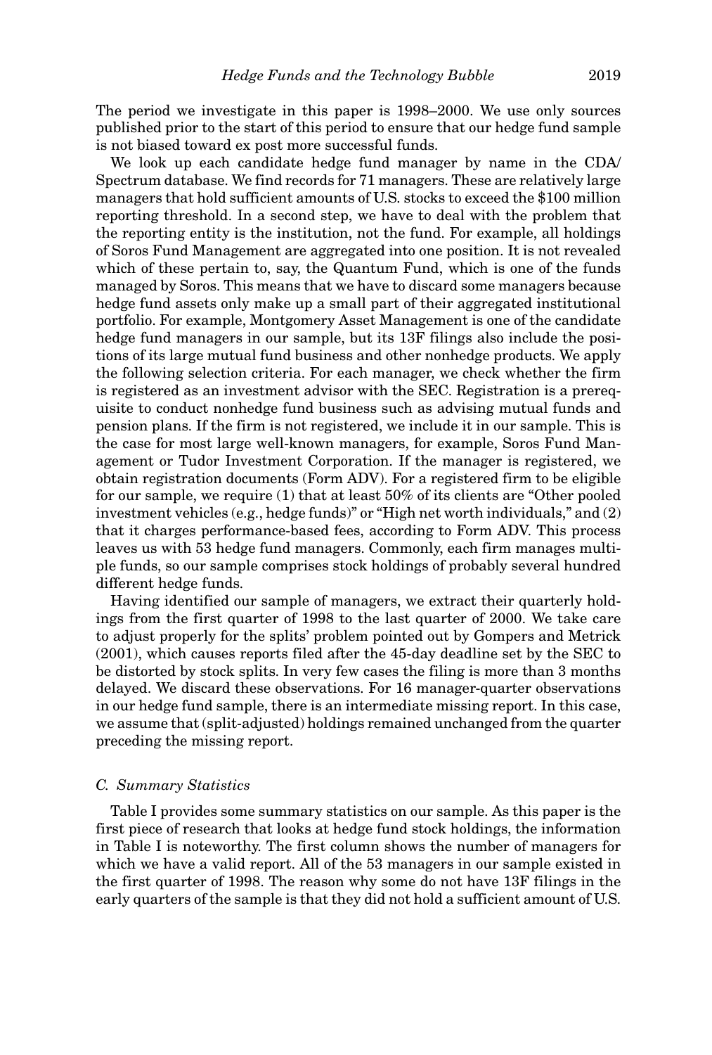The period we investigate in this paper is 1998–2000. We use only sources published prior to the start of this period to ensure that our hedge fund sample is not biased toward ex post more successful funds.

We look up each candidate hedge fund manager by name in the CDA/ Spectrum database. We find records for 71 managers. These are relatively large managers that hold sufficient amounts of U.S. stocks to exceed the \$100 million reporting threshold. In a second step, we have to deal with the problem that the reporting entity is the institution, not the fund. For example, all holdings of Soros Fund Management are aggregated into one position. It is not revealed which of these pertain to, say, the Quantum Fund, which is one of the funds managed by Soros. This means that we have to discard some managers because hedge fund assets only make up a small part of their aggregated institutional portfolio. For example, Montgomery Asset Management is one of the candidate hedge fund managers in our sample, but its 13F filings also include the positions of its large mutual fund business and other nonhedge products. We apply the following selection criteria. For each manager, we check whether the firm is registered as an investment advisor with the SEC. Registration is a prerequisite to conduct nonhedge fund business such as advising mutual funds and pension plans. If the firm is not registered, we include it in our sample. This is the case for most large well-known managers, for example, Soros Fund Management or Tudor Investment Corporation. If the manager is registered, we obtain registration documents (Form ADV). For a registered firm to be eligible for our sample, we require (1) that at least 50% of its clients are "Other pooled investment vehicles (e.g., hedge funds)" or "High net worth individuals," and (2) that it charges performance-based fees, according to Form ADV. This process leaves us with 53 hedge fund managers. Commonly, each firm manages multiple funds, so our sample comprises stock holdings of probably several hundred different hedge funds.

Having identified our sample of managers, we extract their quarterly holdings from the first quarter of 1998 to the last quarter of 2000. We take care to adjust properly for the splits' problem pointed out by Gompers and Metrick (2001), which causes reports filed after the 45-day deadline set by the SEC to be distorted by stock splits. In very few cases the filing is more than 3 months delayed. We discard these observations. For 16 manager-quarter observations in our hedge fund sample, there is an intermediate missing report. In this case, we assume that (split-adjusted) holdings remained unchanged from the quarter preceding the missing report.

### *C. Summary Statistics*

Table I provides some summary statistics on our sample. As this paper is the first piece of research that looks at hedge fund stock holdings, the information in Table I is noteworthy. The first column shows the number of managers for which we have a valid report. All of the 53 managers in our sample existed in the first quarter of 1998. The reason why some do not have 13F filings in the early quarters of the sample is that they did not hold a sufficient amount of U.S.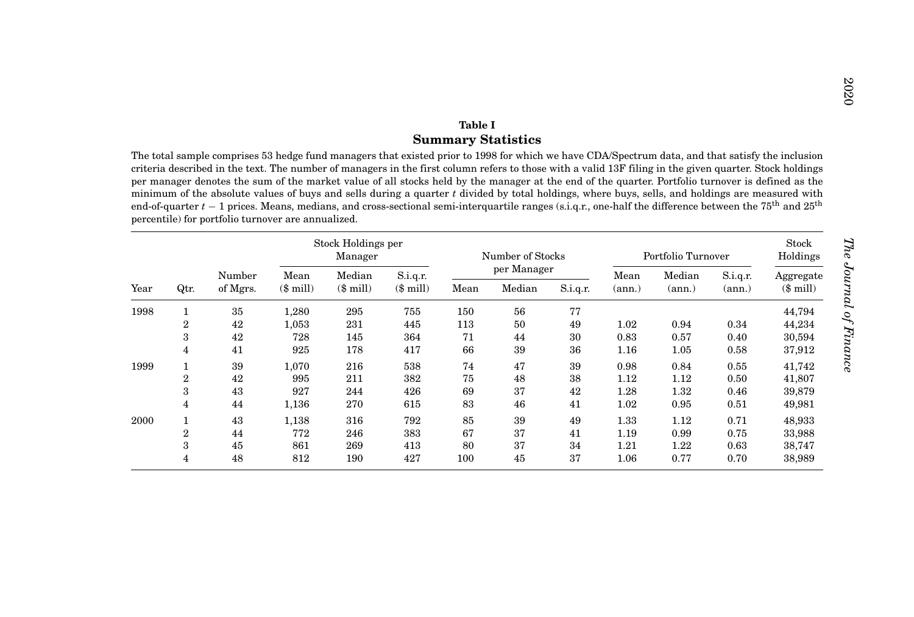**Table I**

**Summary Statistics**

The total sample comprises 53 hedge fund managers that existed prior to 1998 for which we have CDA/Spectrum data, and that satisfy the inclusion criteria described in the text. The number of managers in the first column refers to those with a valid 13F filing in the given quarter. Stock holdings per manager denotes the sum of the market value of all stocks held by the manager at the end of the quarter. Portfolio turnover is defined as the minimum of the absolute values of buys and sells during a quarter $t$ divided by total holdings, where buys, sells, and holdings are measured with end-of-quarter $t-1$ prices. Means, medians, and cross-sectional semi-interquartile ranges (s.i.q.r., one-half the difference between the 75[th] and 25[th] percentile) for portfolio turnover are annualized.

| | | | Stock Holdings per Manager | | | Number of Stocks per Manager | | | Portfolio Turnover | | | Stock Holdings |
|---|---|---|---|---|---|---|---|---|---|---|---|---|
| Year | Qtr. | Number of Mgrs. | Mean ($ mill) | Median ($ mill) | S.i.q.r. ($ mill) | Mean | Median | S.i.q.r. | Mean (ann.) | Median (ann.) | S.i.q.r. (ann.) | Aggregate ($ mill) |
| 1998 | 1 | 35 | 1,280 | 295 | 755 | 150 | 56 | 77 | | | | 44,794 |
| | 2 | 42 | 1,053 | 231 | 445 | 113 | 50 | 49 | 1.02 | 0.94 | 0.34 | 44,234 |
| | 3 | 42 | 728 | 145 | 364 | 71 | 44 | 30 | 0.83 | 0.57 | 0.40 | 30,594 |
| | 4 | 41 | 925 | 178 | 417 | 66 | 39 | 36 | 1.16 | 1.05 | 0.58 | 37,912 |
| 1999 | 1 | 39 | 1,070 | 216 | 538 | 74 | 47 | 39 | 0.98 | 0.84 | 0.55 | 41,742 |
| | 2 | 42 | 995 | 211 | 382 | 75 | 48 | 38 | 1.12 | 1.12 | 0.50 | 41,807 |
| | 3 | 43 | 927 | 244 | 426 | 69 | 37 | 42 | 1.28 | 1.32 | 0.46 | 39,879 |
| | 4 | 44 | 1,136 | 270 | 615 | 83 | 46 | 41 | 1.02 | 0.95 | 0.51 | 49,981 |
| 2000 | 1 | 43 | 1,138 | 316 | 792 | 85 | 39 | 49 | 1.33 | 1.12 | 0.71 | 48,933 |
| | 2 | 44 | 772 | 246 | 383 | 67 | 37 | 41 | 1.19 | 0.99 | 0.75 | 33,988 |
| | 3 | 45 | 861 | 269 | 413 | 80 | 37 | 34 | 1.21 | 1.22 | 0.63 | 38,747 |
| | 4 | 48 | 812 | 190 | 427 | 100 | 45 | 37 | 1.06 | 0.77 | 0.70 | 38,989 |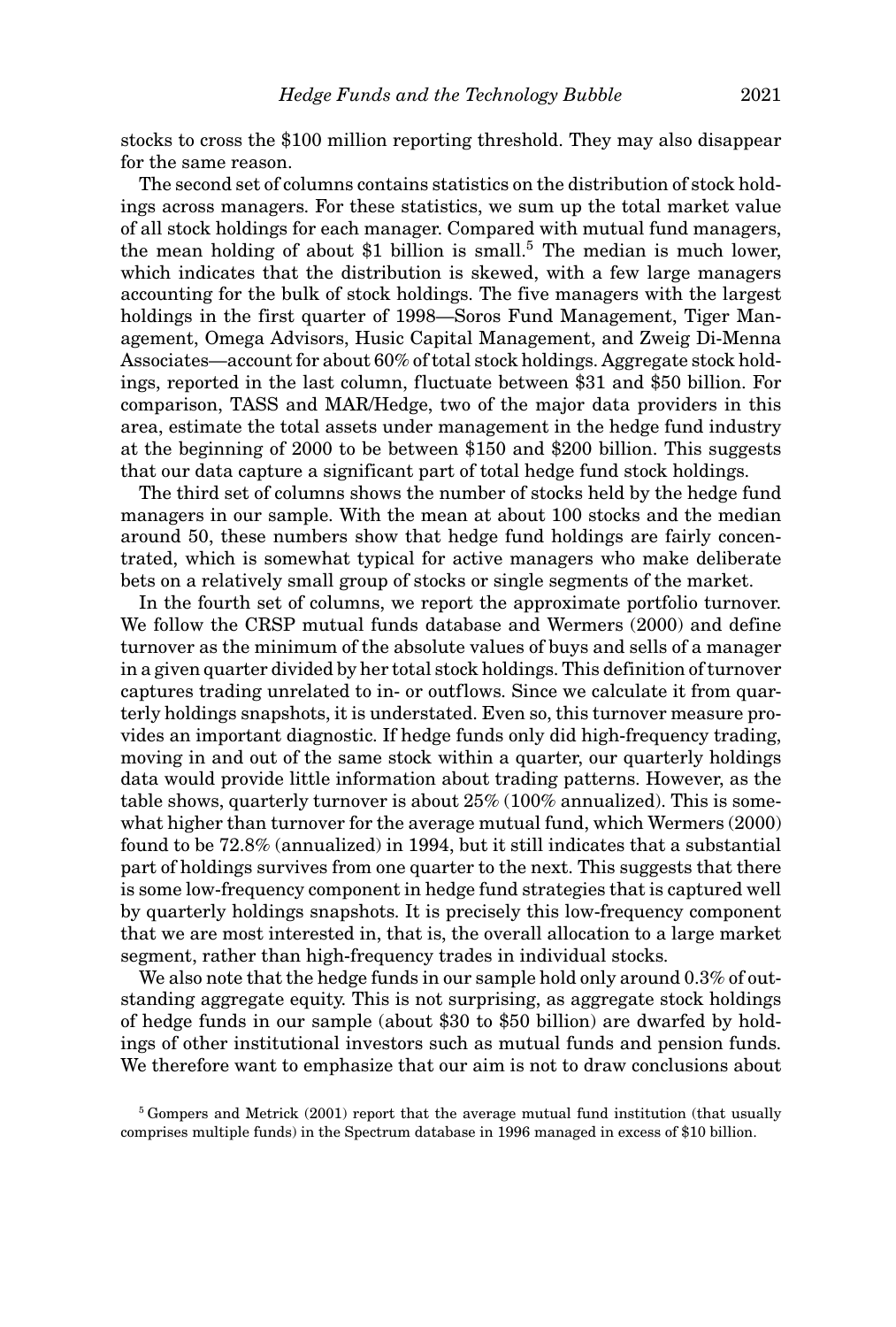stocks to cross the $100 million reporting threshold. They may also disappear for the same reason.

The second set of columns contains statistics on the distribution of stock holdings across managers. For these statistics, we sum up the total market value of all stock holdings for each manager. Compared with mutual fund managers, the mean holding of about $1 billion is small.[5] The median is much lower, which indicates that the distribution is skewed, with a few large managers accounting for the bulk of stock holdings. The five managers with the largest holdings in the first quarter of 1998—Soros Fund Management, Tiger Management, Omega Advisors, Husic Capital Management, and Zweig Di-Menna Associates—account for about 60% of total stock holdings. Aggregate stock holdings, reported in the last column, fluctuate between $31 and $50 billion. For comparison, TASS and MAR/Hedge, two of the major data providers in this area, estimate the total assets under management in the hedge fund industry at the beginning of 2000 to be between $150 and $200 billion. This suggests that our data capture a significant part of total hedge fund stock holdings.

The third set of columns shows the number of stocks held by the hedge fund managers in our sample. With the mean at about 100 stocks and the median around 50, these numbers show that hedge fund holdings are fairly concentrated, which is somewhat typical for active managers who make deliberate bets on a relatively small group of stocks or single segments of the market.

In the fourth set of columns, we report the approximate portfolio turnover. We follow the CRSP mutual funds database and Wermers (2000) and define turnover as the minimum of the absolute values of buys and sells of a manager in a given quarter divided by her total stock holdings. This definition of turnover captures trading unrelated to in- or outflows. Since we calculate it from quarterly holdings snapshots, it is understated. Even so, this turnover measure provides an important diagnostic. If hedge funds only did high-frequency trading, moving in and out of the same stock within a quarter, our quarterly holdings data would provide little information about trading patterns. However, as the table shows, quarterly turnover is about 25% (100% annualized). This is somewhat higher than turnover for the average mutual fund, which Wermers (2000) found to be 72.8% (annualized) in 1994, but it still indicates that a substantial part of holdings survives from one quarter to the next. This suggests that there is some low-frequency component in hedge fund strategies that is captured well by quarterly holdings snapshots. It is precisely this low-frequency component that we are most interested in, that is, the overall allocation to a large market segment, rather than high-frequency trades in individual stocks.

We also note that the hedge funds in our sample hold only around 0.3% of outstanding aggregate equity. This is not surprising, as aggregate stock holdings of hedge funds in our sample (about $30 to $50 billion) are dwarfed by holdings of other institutional investors such as mutual funds and pension funds. We therefore want to emphasize that our aim is not to draw conclusions about

[5] Gompers and Metrick (2001) report that the average mutual fund institution (that usually comprises multiple funds) in the Spectrum database in 1996 managed in excess of $10 billion.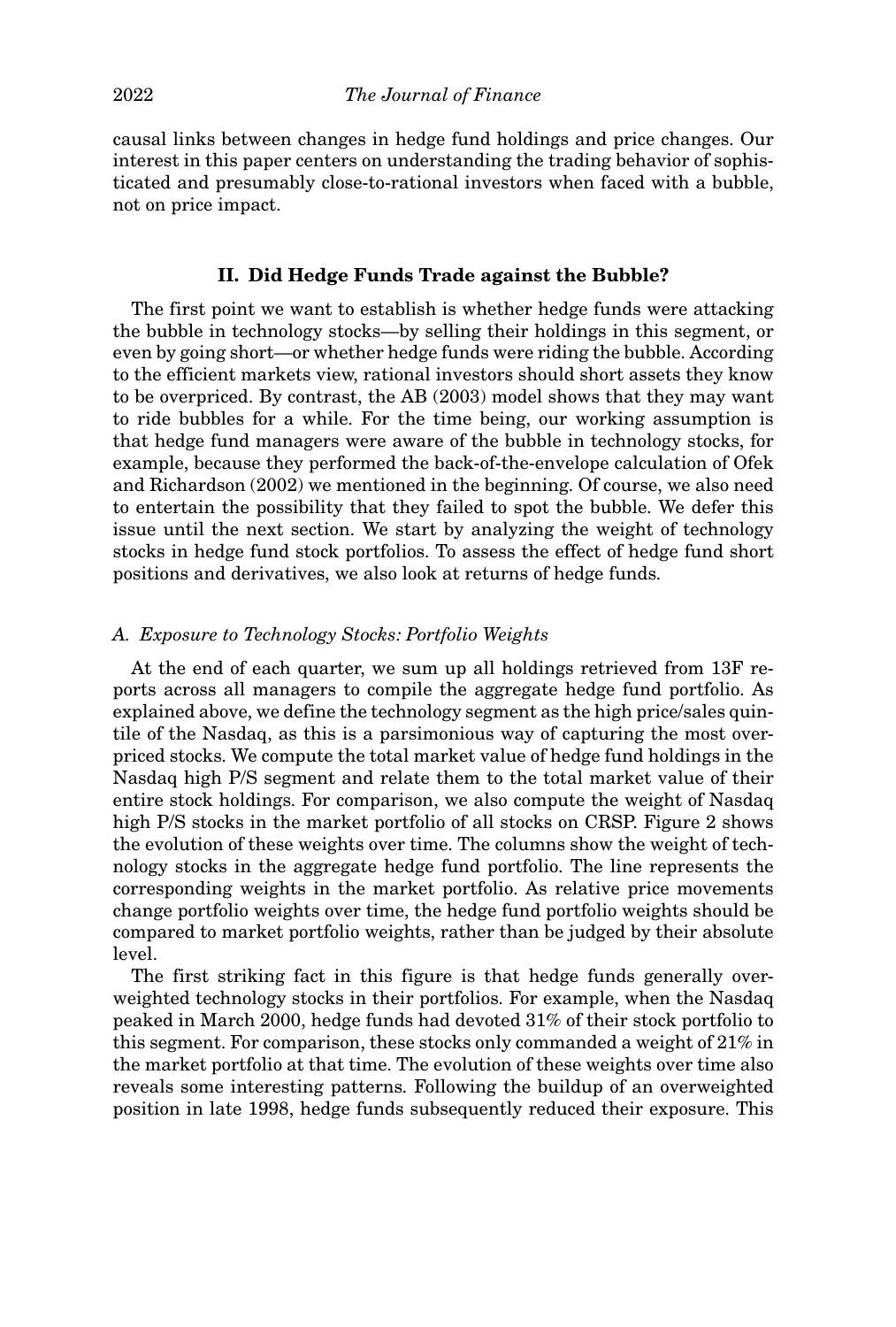causal links between changes in hedge fund holdings and price changes. Our interest in this paper centers on understanding the trading behavior of sophisticated and presumably close-to-rational investors when faced with a bubble, not on price impact.

## II. Did Hedge Funds Trade against the Bubble?

The first point we want to establish is whether hedge funds were attacking the bubble in technology stocks—by selling their holdings in this segment, or even by going short—or whether hedge funds were riding the bubble. According to the efficient markets view, rational investors should short assets they know to be overpriced. By contrast, the AB (2003) model shows that they may want to ride bubbles for a while. For the time being, our working assumption is that hedge fund managers were aware of the bubble in technology stocks, for example, because they performed the back-of-the-envelope calculation of Ofek and Richardson (2002) we mentioned in the beginning. Of course, we also need to entertain the possibility that they failed to spot the bubble. We defer this issue until the next section. We start by analyzing the weight of technology stocks in hedge fund stock portfolios. To assess the effect of hedge fund short positions and derivatives, we also look at returns of hedge funds.

### *A. Exposure to Technology Stocks: Portfolio Weights*

At the end of each quarter, we sum up all holdings retrieved from 13F reports across all managers to compile the aggregate hedge fund portfolio. As explained above, we define the technology segment as the high price/sales quintile of the Nasdaq, as this is a parsimonious way of capturing the most overpriced stocks. We compute the total market value of hedge fund holdings in the Nasdaq high P/S segment and relate them to the total market value of their entire stock holdings. For comparison, we also compute the weight of Nasdaq high P/S stocks in the market portfolio of all stocks on CRSP. Figure 2 shows the evolution of these weights over time. The columns show the weight of technology stocks in the aggregate hedge fund portfolio. The line represents the corresponding weights in the market portfolio. As relative price movements change portfolio weights over time, the hedge fund portfolio weights should be compared to market portfolio weights, rather than be judged by their absolute level.

The first striking fact in this figure is that hedge funds generally overweighted technology stocks in their portfolios. For example, when the Nasdaq peaked in March 2000, hedge funds had devoted 31% of their stock portfolio to this segment. For comparison, these stocks only commanded a weight of 21% in the market portfolio at that time. The evolution of these weights over time also reveals some interesting patterns. Following the buildup of an overweighted position in late 1998, hedge funds subsequently reduced their exposure. This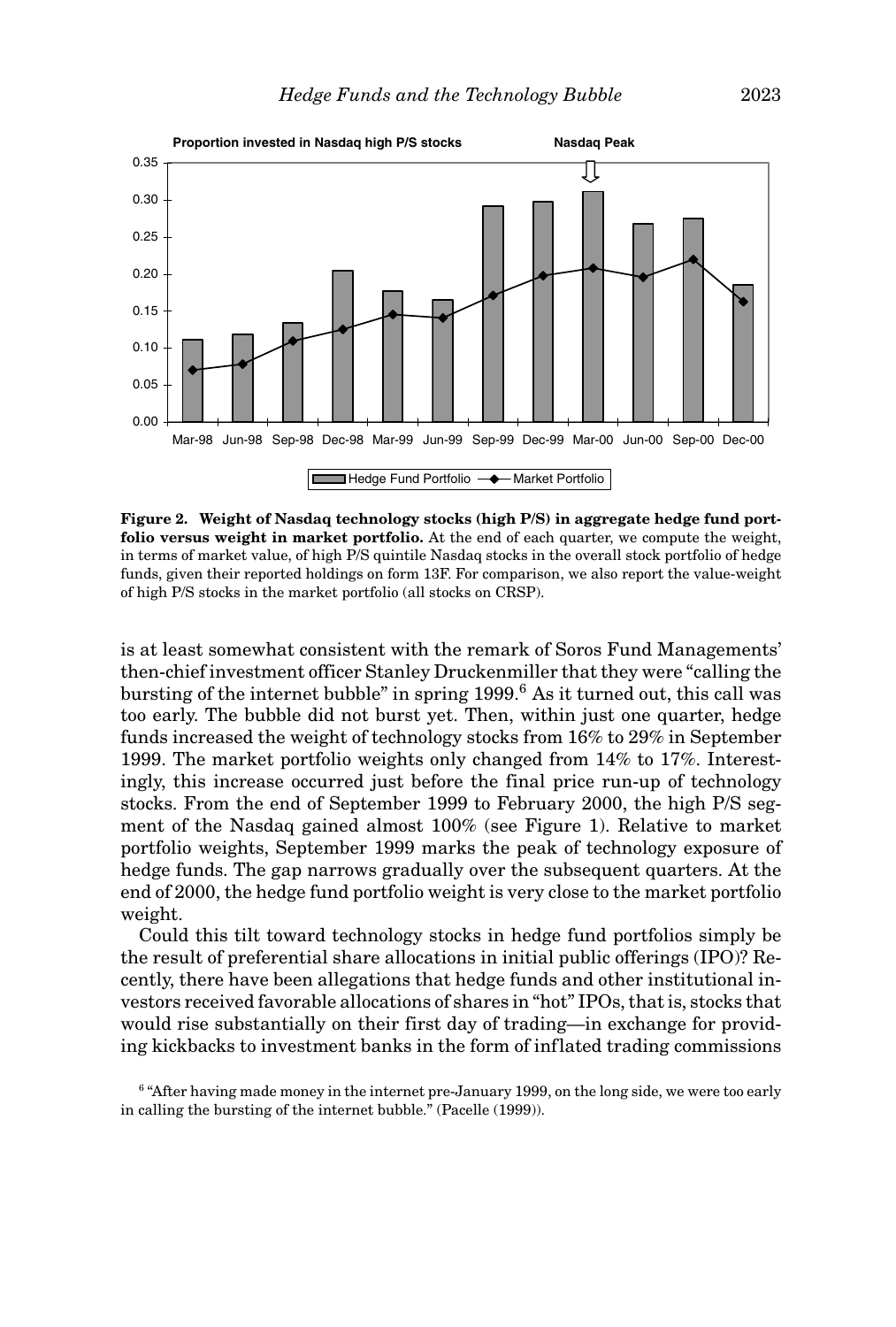**Figure 2. Weight of Nasdaq technology stocks (high P/S) in aggregate hedge fund portfolio versus weight in market portfolio.** At the end of each quarter, we compute the weight, in terms of market value, of high P/S quintile Nasdaq stocks in the overall stock portfolio of hedge funds, given their reported holdings on form 13F. For comparison, we also report the value-weight of high P/S stocks in the market portfolio (all stocks on CRSP).

is at least somewhat consistent with the remark of Soros Fund Managements' then-chief investment officer Stanley Druckenmiller that they were "calling the bursting of the internet bubble" in spring 1999.[6] As it turned out, this call was too early. The bubble did not burst yet. Then, within just one quarter, hedge funds increased the weight of technology stocks from 16% to 29% in September 1999. The market portfolio weights only changed from 14% to 17%. Interestingly, this increase occurred just before the final price run-up of technology stocks. From the end of September 1999 to February 2000, the high P/S segment of the Nasdaq gained almost 100% (see Figure 1). Relative to market portfolio weights, September 1999 marks the peak of technology exposure of hedge funds. The gap narrows gradually over the subsequent quarters. At the end of 2000, the hedge fund portfolio weight is very close to the market portfolio weight.

Could this tilt toward technology stocks in hedge fund portfolios simply be the result of preferential share allocations in initial public offerings (IPO)? Recently, there have been allegations that hedge funds and other institutional investors received favorable allocations of shares in "hot" IPOs, that is, stocks that would rise substantially on their first day of trading—in exchange for providing kickbacks to investment banks in the form of inflated trading commissions

[6] "After having made money in the internet pre-January 1999, on the long side, we were too early in calling the bursting of the internet bubble." (Pacelle (1999)).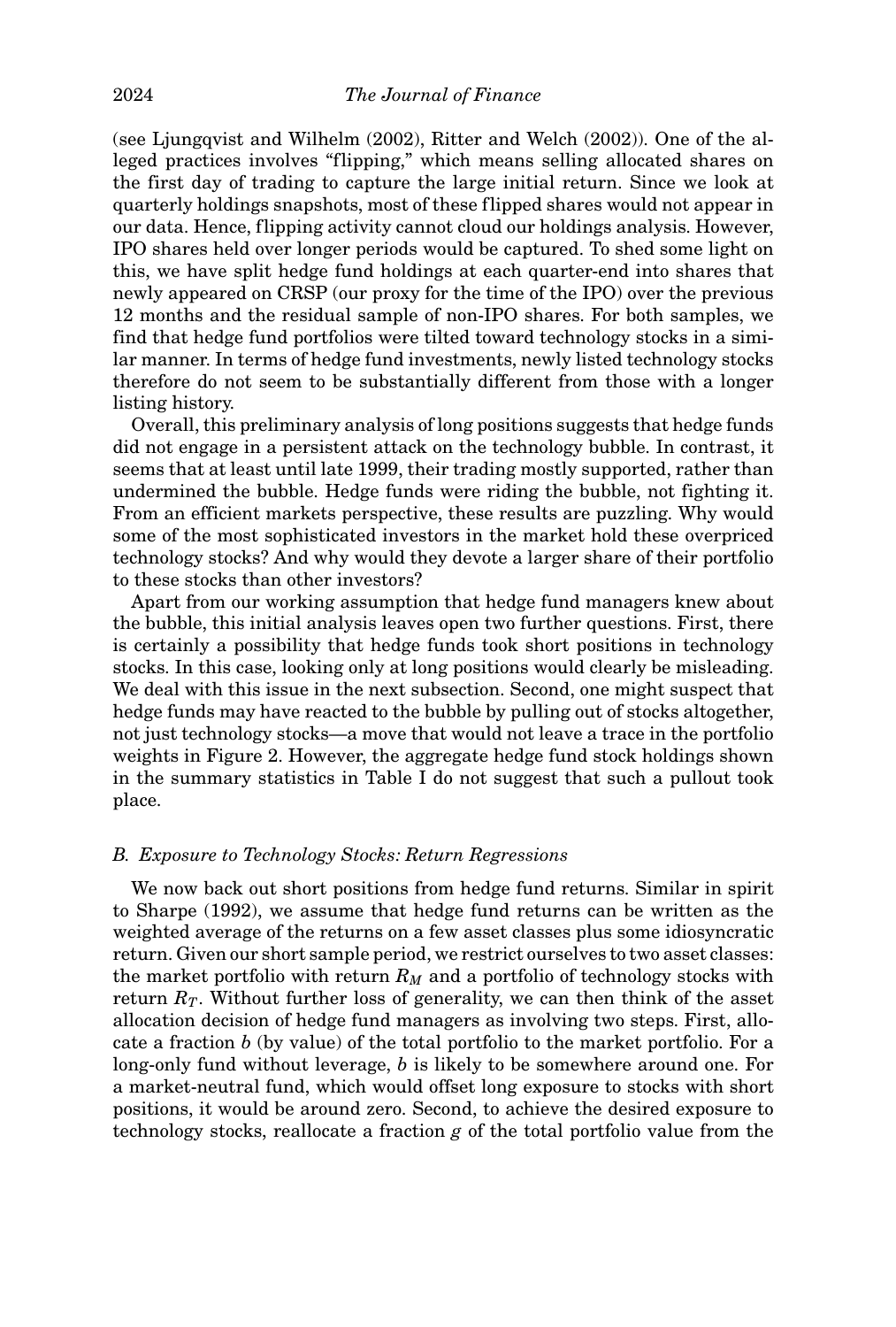(see Ljungqvist and Wilhelm (2002), Ritter and Welch (2002)). One of the alleged practices involves "flipping," which means selling allocated shares on the first day of trading to capture the large initial return. Since we look at quarterly holdings snapshots, most of these flipped shares would not appear in our data. Hence, flipping activity cannot cloud our holdings analysis. However, IPO shares held over longer periods would be captured. To shed some light on this, we have split hedge fund holdings at each quarter-end into shares that newly appeared on CRSP (our proxy for the time of the IPO) over the previous 12 months and the residual sample of non-IPO shares. For both samples, we find that hedge fund portfolios were tilted toward technology stocks in a similar manner. In terms of hedge fund investments, newly listed technology stocks therefore do not seem to be substantially different from those with a longer listing history.

Overall, this preliminary analysis of long positions suggests that hedge funds did not engage in a persistent attack on the technology bubble. In contrast, it seems that at least until late 1999, their trading mostly supported, rather than undermined the bubble. Hedge funds were riding the bubble, not fighting it. From an efficient markets perspective, these results are puzzling. Why would some of the most sophisticated investors in the market hold these overpriced technology stocks? And why would they devote a larger share of their portfolio to these stocks than other investors?

Apart from our working assumption that hedge fund managers knew about the bubble, this initial analysis leaves open two further questions. First, there is certainly a possibility that hedge funds took short positions in technology stocks. In this case, looking only at long positions would clearly be misleading. We deal with this issue in the next subsection. Second, one might suspect that hedge funds may have reacted to the bubble by pulling out of stocks altogether, not just technology stocks—a move that would not leave a trace in the portfolio weights in Figure 2. However, the aggregate hedge fund stock holdings shown in the summary statistics in Table I do not suggest that such a pullout took place.

### B. Exposure to Technology Stocks: Return Regressions

We now back out short positions from hedge fund returns. Similar in spirit to Sharpe (1992), we assume that hedge fund returns can be written as the weighted average of the returns on a few asset classes plus some idiosyncratic return. Given our short sample period, we restrict ourselves to two asset classes: the market portfolio with return $R_M$ and a portfolio of technology stocks with return $R_T$. Without further loss of generality, we can then think of the asset allocation decision of hedge fund managers as involving two steps. First, allocate a fraction $b$ (by value) of the total portfolio to the market portfolio. For a long-only fund without leverage, $b$ is likely to be somewhere around one. For a market-neutral fund, which would offset long exposure to stocks with short positions, it would be around zero. Second, to achieve the desired exposure to technology stocks, reallocate a fraction $g$ of the total portfolio value from the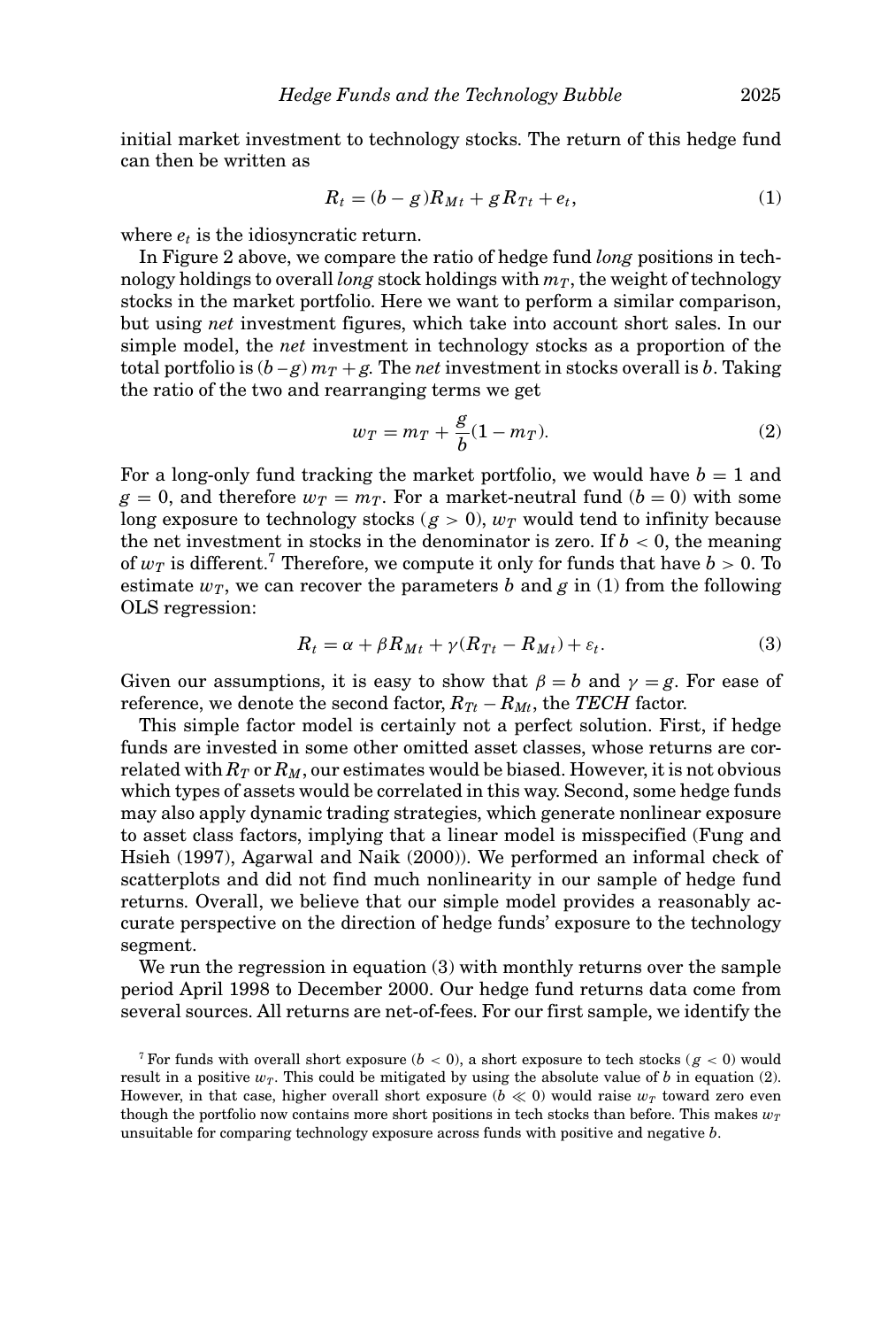initial market investment to technology stocks. The return of this hedge fund can then be written as

$$R_t = (b - g)R_{Mt} + gR_{Tt} + e_t, \tag{1}$$

where $e_t$ is the idiosyncratic return.

In Figure 2 above, we compare the ratio of hedge fund *long* positions in technology holdings to overall *long* stock holdings with $m_T$, the weight of technology stocks in the market portfolio. Here we want to perform a similar comparison, but using *net* investment figures, which take into account short sales. In our simple model, the *net* investment in technology stocks as a proportion of the total portfolio is $(b - g)\, m_T + g$. The *net* investment in stocks overall is $b$. Taking the ratio of the two and rearranging terms we get

$$w_T = m_T + \frac{g}{b}(1 - m_T). \tag{2}$$

For a long-only fund tracking the market portfolio, we would have $b = 1$ and $g = 0$, and therefore $w_T = m_T$. For a market-neutral fund ($b = 0$) with some long exposure to technology stocks ($g > 0$), $w_T$ would tend to infinity because the net investment in stocks in the denominator is zero. If $b < 0$, the meaning of $w_T$ is different.[7] Therefore, we compute it only for funds that have $b > 0$. To estimate $w_T$, we can recover the parameters $b$ and $g$ in (1) from the following OLS regression:

$$R_t = \alpha + \beta R_{Mt} + \gamma(R_{Tt} - R_{Mt}) + \varepsilon_t. \tag{3}$$

Given our assumptions, it is easy to show that $\beta = b$ and $\gamma = g$. For ease of reference, we denote the second factor, $R_{Tt} - R_{Mt}$, the *TECH* factor.

This simple factor model is certainly not a perfect solution. First, if hedge funds are invested in some other omitted asset classes, whose returns are correlated with $R_T$ or $R_M$, our estimates would be biased. However, it is not obvious which types of assets would be correlated in this way. Second, some hedge funds may also apply dynamic trading strategies, which generate nonlinear exposure to asset class factors, implying that a linear model is misspecified (Fung and Hsieh (1997), Agarwal and Naik (2000)). We performed an informal check of scatterplots and did not find much nonlinearity in our sample of hedge fund returns. Overall, we believe that our simple model provides a reasonably accurate perspective on the direction of hedge funds' exposure to the technology segment.

We run the regression in equation (3) with monthly returns over the sample period April 1998 to December 2000. Our hedge fund returns data come from several sources. All returns are net-of-fees. For our first sample, we identify the

[7] For funds with overall short exposure ($b < 0$), a short exposure to tech stocks ($g < 0$) would result in a positive $w_T$. This could be mitigated by using the absolute value of $b$ in equation (2). However, in that case, higher overall short exposure ($b \ll 0$) would raise $w_T$ toward zero even though the portfolio now contains more short positions in tech stocks than before. This makes $w_T$ unsuitable for comparing technology exposure across funds with positive and negative $b$.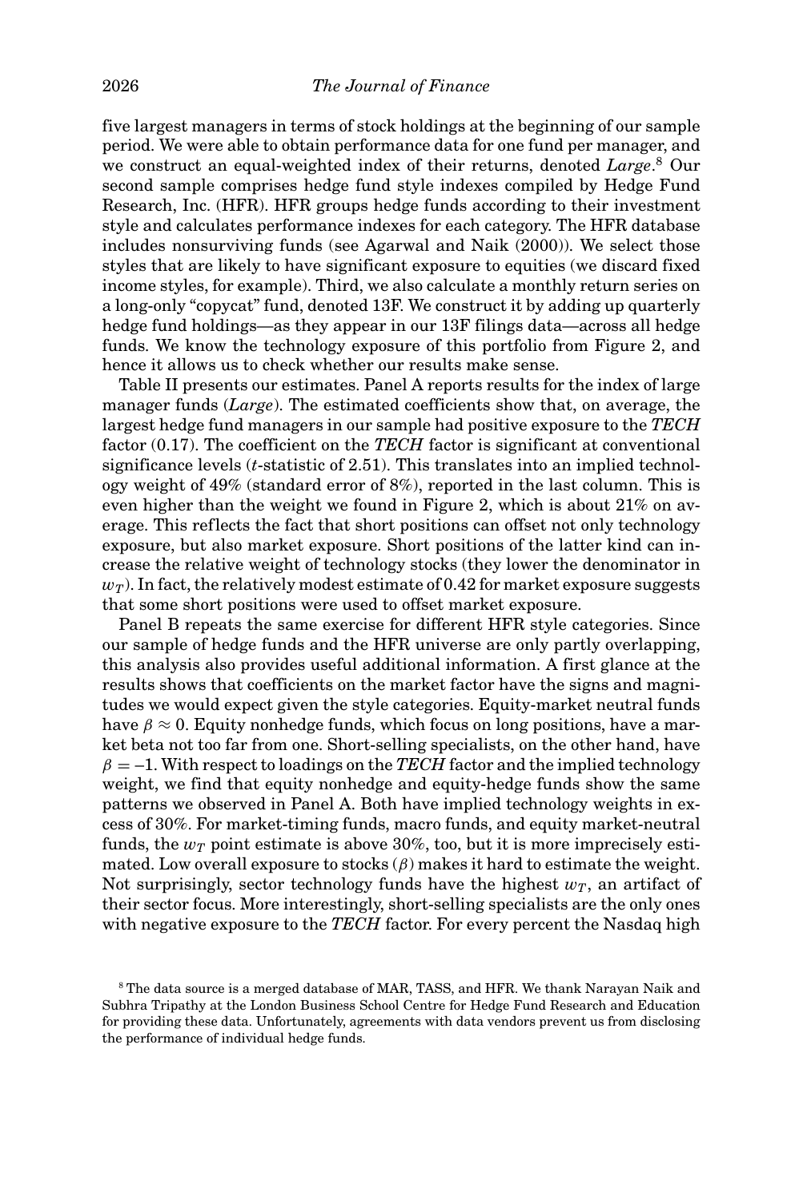five largest managers in terms of stock holdings at the beginning of our sample period. We were able to obtain performance data for one fund per manager, and we construct an equal-weighted index of their returns, denoted *Large*.[8] Our second sample comprises hedge fund style indexes compiled by Hedge Fund Research, Inc. (HFR). HFR groups hedge funds according to their investment style and calculates performance indexes for each category. The HFR database includes nonsurviving funds (see Agarwal and Naik (2000)). We select those styles that are likely to have significant exposure to equities (we discard fixed income styles, for example). Third, we also calculate a monthly return series on a long-only "copycat" fund, denoted 13F. We construct it by adding up quarterly hedge fund holdings—as they appear in our 13F filings data—across all hedge funds. We know the technology exposure of this portfolio from Figure 2, and hence it allows us to check whether our results make sense.

Table II presents our estimates. Panel A reports results for the index of large manager funds (*Large*). The estimated coefficients show that, on average, the largest hedge fund managers in our sample had positive exposure to the *TECH* factor (0.17). The coefficient on the *TECH* factor is significant at conventional significance levels ($t$-statistic of 2.51). This translates into an implied technology weight of 49% (standard error of 8%), reported in the last column. This is even higher than the weight we found in Figure 2, which is about 21% on average. This reflects the fact that short positions can offset not only technology exposure, but also market exposure. Short positions of the latter kind can increase the relative weight of technology stocks (they lower the denominator in $w_T$). In fact, the relatively modest estimate of 0.42 for market exposure suggests that some short positions were used to offset market exposure.

Panel B repeats the same exercise for different HFR style categories. Since our sample of hedge funds and the HFR universe are only partly overlapping, this analysis also provides useful additional information. A first glance at the results shows that coefficients on the market factor have the signs and magnitudes we would expect given the style categories. Equity-market neutral funds have $\beta \approx 0$. Equity nonhedge funds, which focus on long positions, have a market beta not too far from one. Short-selling specialists, on the other hand, have $\beta = -1$. With respect to loadings on the *TECH* factor and the implied technology weight, we find that equity nonhedge and equity-hedge funds show the same patterns we observed in Panel A. Both have implied technology weights in excess of 30%. For market-timing funds, macro funds, and equity market-neutral funds, the $w_T$ point estimate is above 30%, too, but it is more imprecisely estimated. Low overall exposure to stocks ($\beta$) makes it hard to estimate the weight. Not surprisingly, sector technology funds have the highest $w_T$, an artifact of their sector focus. More interestingly, short-selling specialists are the only ones with negative exposure to the *TECH* factor. For every percent the Nasdaq high

[8] The data source is a merged database of MAR, TASS, and HFR. We thank Narayan Naik and Subhra Tripathy at the London Business School Centre for Hedge Fund Research and Education for providing these data. Unfortunately, agreements with data vendors prevent us from disclosing the performance of individual hedge funds.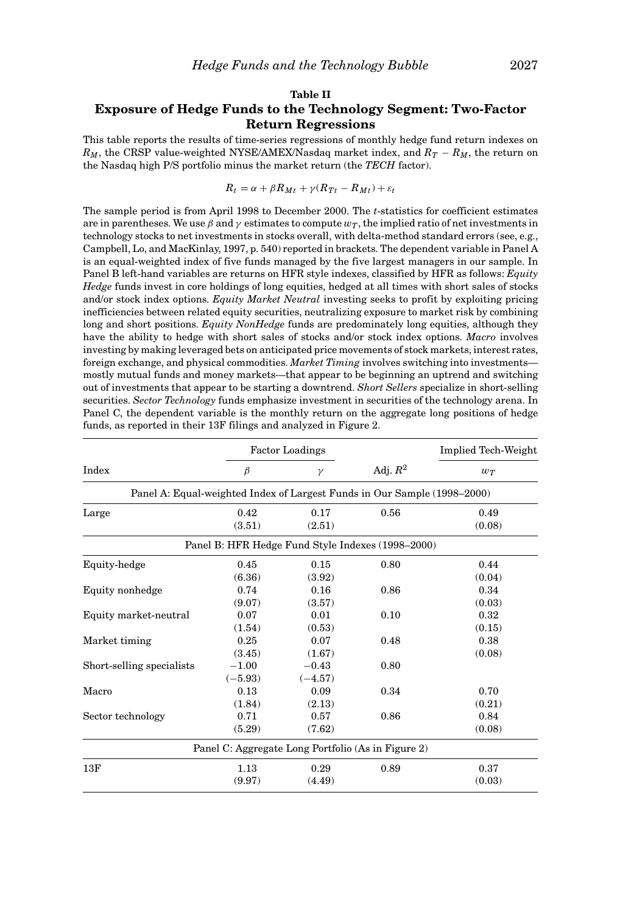**Table II**

**Exposure of Hedge Funds to the Technology Segment: Two-Factor Return Regressions**

This table reports the results of time-series regressions of monthly hedge fund return indexes on $R_M$, the CRSP value-weighted NYSE/AMEX/Nasdaq market index, and $R_T - R_M$, the return on the Nasdaq high P/S portfolio minus the market return (the *TECH* factor).

$$R_t = \alpha + \beta R_{Mt} + \gamma(R_{Tt} - R_{Mt}) + \varepsilon_t$$

The sample period is from April 1998 to December 2000. The $t$-statistics for coefficient estimates are in parentheses. We use $\beta$ and $\gamma$ estimates to compute $w_T$, the implied ratio of net investments in technology stocks to net investments in stocks overall, with delta-method standard errors (see, e.g., Campbell, Lo, and MacKinlay, 1997, p. 540) reported in brackets. The dependent variable in Panel A is an equal-weighted index of five funds managed by the five largest managers in our sample. In Panel B left-hand variables are returns on HFR style indexes, classified by HFR as follows: *Equity Hedge* funds invest in core holdings of long equities, hedged at all times with short sales of stocks and/or stock index options. *Equity Market Neutral* investing seeks to profit by exploiting pricing inefficiencies between related equity securities, neutralizing exposure to market risk by combining long and short positions. *Equity NonHedge* funds are predominately long equities, although they have the ability to hedge with short sales of stocks and/or stock index options. *Macro* involves investing by making leveraged bets on anticipated price movements of stock markets, interest rates, foreign exchange, and physical commodities. *Market Timing* involves switching into investments—mostly mutual funds and money markets—that appear to be beginning an uptrend and switching out of investments that appear to be starting a downtrend. *Short Sellers* specialize in short-selling securities. *Sector Technology* funds emphasize investment in securities of the technology arena. In Panel C, the dependent variable is the monthly return on the aggregate long positions of hedge funds, as reported in their 13F filings and analyzed in Figure 2.

| | Factor Loadings | | | Implied Tech-Weight |
|---|---|---|---|---|
| Index | $\beta$ | $\gamma$ | Adj. $R^2$ | $w_T$ |
| **Panel A: Equal-weighted Index of Largest Funds in Our Sample (1998–2000)** | | | | |
| Large | 0.42 | 0.17 | 0.56 | 0.49 |
| | (3.51) | (2.51) | | (0.08) |
| **Panel B: HFR Hedge Fund Style Indexes (1998–2000)** | | | | |
| Equity-hedge | 0.45 | 0.15 | 0.80 | 0.44 |
| | (6.36) | (3.92) | | (0.04) |
| Equity nonhedge | 0.74 | 0.16 | 0.86 | 0.34 |
| | (9.07) | (3.57) | | (0.03) |
| Equity market-neutral | 0.07 | 0.01 | 0.10 | 0.32 |
| | (1.54) | (0.53) | | (0.15) |
| Market timing | 0.25 | 0.07 | 0.48 | 0.38 |
| | (3.45) | (1.67) | | (0.08) |
| Short-selling specialists | −1.00 | −0.43 | 0.80 | |
| | (−5.93) | (−4.57) | | |
| Macro | 0.13 | 0.09 | 0.34 | 0.70 |
| | (1.84) | (2.13) | | (0.21) |
| Sector technology | 0.71 | 0.57 | 0.86 | 0.84 |
| | (5.29) | (7.62) | | (0.08) |
| **Panel C: Aggregate Long Portfolio (As in Figure 2)** | | | | |
| 13F | 1.13 | 0.29 | 0.89 | 0.37 |
| | (9.97) | (4.49) | | (0.03) |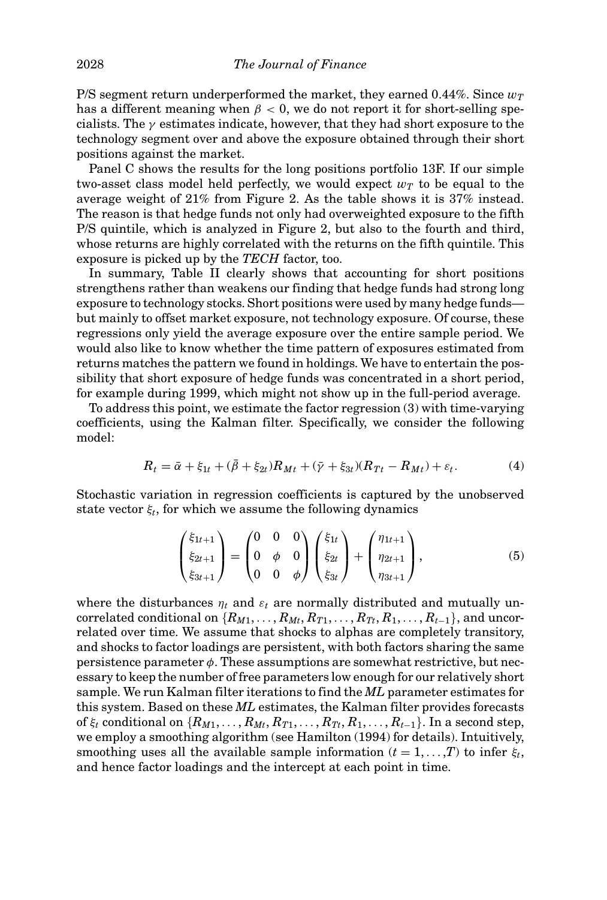P/S segment return underperformed the market, they earned 0.44%. Since $w_T$ has a different meaning when $\beta < 0$, we do not report it for short-selling specialists. The $\gamma$ estimates indicate, however, that they had short exposure to the technology segment over and above the exposure obtained through their short positions against the market.

Panel C shows the results for the long positions portfolio 13F. If our simple two-asset class model held perfectly, we would expect $w_T$ to be equal to the average weight of 21% from Figure 2. As the table shows it is 37% instead. The reason is that hedge funds not only had overweighted exposure to the fifth P/S quintile, which is analyzed in Figure 2, but also to the fourth and third, whose returns are highly correlated with the returns on the fifth quintile. This exposure is picked up by the *TECH* factor, too.

In summary, Table II clearly shows that accounting for short positions strengthens rather than weakens our finding that hedge funds had strong long exposure to technology stocks. Short positions were used by many hedge funds—but mainly to offset market exposure, not technology exposure. Of course, these regressions only yield the average exposure over the entire sample period. We would also like to know whether the time pattern of exposures estimated from returns matches the pattern we found in holdings. We have to entertain the possibility that short exposure of hedge funds was concentrated in a short period, for example during 1999, which might not show up in the full-period average.

To address this point, we estimate the factor regression (3) with time-varying coefficients, using the Kalman filter. Specifically, we consider the following model:

$$R_t = \bar{\alpha} + \xi_{1t} + (\bar{\beta} + \xi_{2t})R_{Mt} + (\bar{\gamma} + \xi_{3t})(R_{Tt} - R_{Mt}) + \varepsilon_t. \tag{4}$$

Stochastic variation in regression coefficients is captured by the unobserved state vector $\xi_t$, for which we assume the following dynamics

$$\begin{pmatrix} \xi_{1t+1} \\ \xi_{2t+1} \\ \xi_{3t+1} \end{pmatrix} = \begin{pmatrix} 0 & 0 & 0 \\ 0 & \phi & 0 \\ 0 & 0 & \phi \end{pmatrix} \begin{pmatrix} \xi_{1t} \\ \xi_{2t} \\ \xi_{3t} \end{pmatrix} + \begin{pmatrix} \eta_{1t+1} \\ \eta_{2t+1} \\ \eta_{3t+1} \end{pmatrix}, \tag{5}$$

where the disturbances $\eta_t$ and $\varepsilon_t$ are normally distributed and mutually uncorrelated conditional on $\{R_{M1}, \ldots, R_{Mt}, R_{T1}, \ldots, R_{Tt}, R_1, \ldots, R_{t-1}\}$, and uncorrelated over time. We assume that shocks to alphas are completely transitory, and shocks to factor loadings are persistent, with both factors sharing the same persistence parameter $\phi$. These assumptions are somewhat restrictive, but necessary to keep the number of free parameters low enough for our relatively short sample. We run Kalman filter iterations to find the *ML* parameter estimates for this system. Based on these *ML* estimates, the Kalman filter provides forecasts of $\xi_t$ conditional on $\{R_{M1}, \ldots, R_{Mt}, R_{T1}, \ldots, R_{Tt}, R_1, \ldots, R_{t-1}\}$. In a second step, we employ a smoothing algorithm (see Hamilton (1994) for details). Intuitively, smoothing uses all the available sample information ($t = 1, \ldots, T$) to infer $\xi_t$, and hence factor loadings and the intercept at each point in time.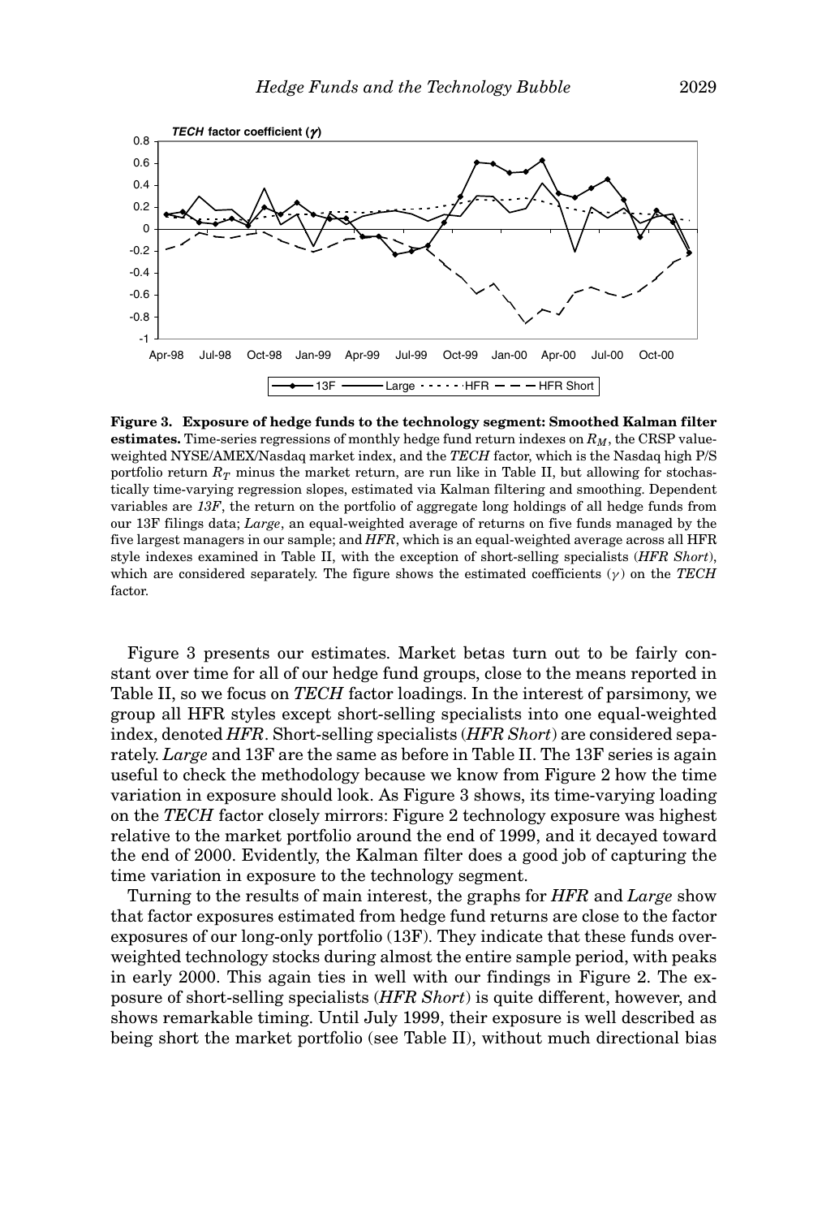**Figure 3. Exposure of hedge funds to the technology segment: Smoothed Kalman filter estimates.** Time-series regressions of monthly hedge fund return indexes on $R_M$, the CRSP value-weighted NYSE/AMEX/Nasdaq market index, and the *TECH* factor, which is the Nasdaq high P/S portfolio return $R_T$ minus the market return, are run like in Table II, but allowing for stochastically time-varying regression slopes, estimated via Kalman filtering and smoothing. Dependent variables are *13F*, the return on the portfolio of aggregate long holdings of all hedge funds from our 13F filings data; *Large*, an equal-weighted average of returns on five funds managed by the five largest managers in our sample; and *HFR*, which is an equal-weighted average across all HFR style indexes examined in Table II, with the exception of short-selling specialists (*HFR Short*), which are considered separately. The figure shows the estimated coefficients ($\gamma$) on the *TECH* factor.

Figure 3 presents our estimates. Market betas turn out to be fairly constant over time for all of our hedge fund groups, close to the means reported in Table II, so we focus on *TECH* factor loadings. In the interest of parsimony, we group all HFR styles except short-selling specialists into one equal-weighted index, denoted *HFR*. Short-selling specialists (*HFR Short*) are considered separately. *Large* and 13F are the same as before in Table II. The 13F series is again useful to check the methodology because we know from Figure 2 how the time variation in exposure should look. As Figure 3 shows, its time-varying loading on the *TECH* factor closely mirrors: Figure 2 technology exposure was highest relative to the market portfolio around the end of 1999, and it decayed toward the end of 2000. Evidently, the Kalman filter does a good job of capturing the time variation in exposure to the technology segment.

Turning to the results of main interest, the graphs for *HFR* and *Large* show that factor exposures estimated from hedge fund returns are close to the factor exposures of our long-only portfolio (13F). They indicate that these funds overweighted technology stocks during almost the entire sample period, with peaks in early 2000. This again ties in well with our findings in Figure 2. The exposure of short-selling specialists (*HFR Short*) is quite different, however, and shows remarkable timing. Until July 1999, their exposure is well described as being short the market portfolio (see Table II), without much directional bias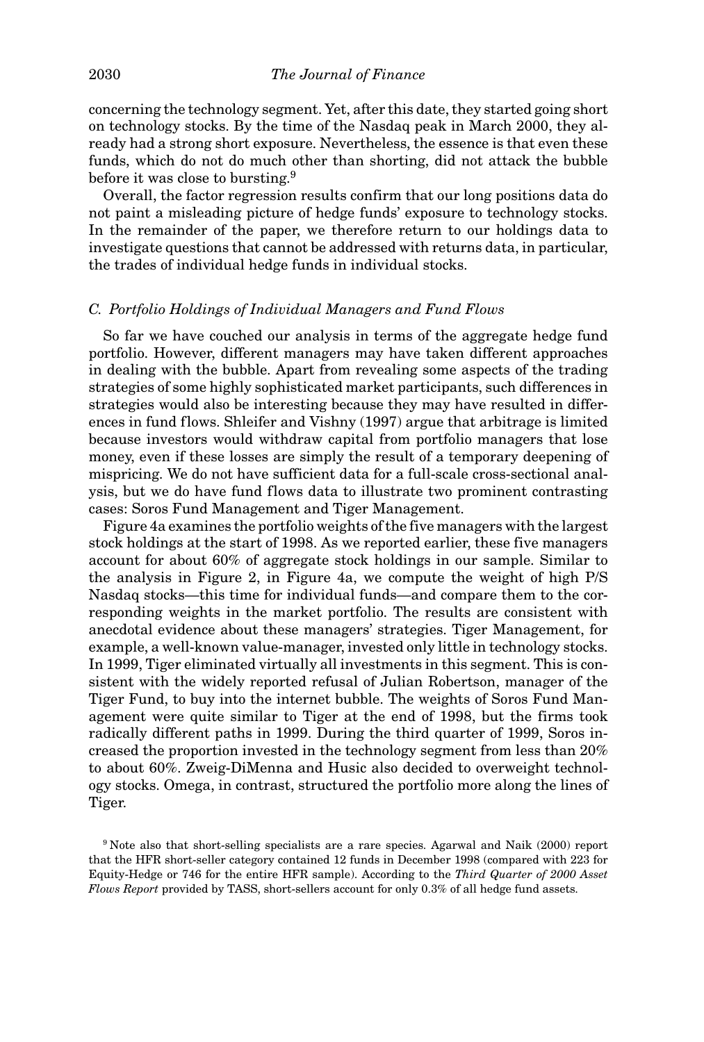concerning the technology segment. Yet, after this date, they started going short on technology stocks. By the time of the Nasdaq peak in March 2000, they already had a strong short exposure. Nevertheless, the essence is that even these funds, which do not do much other than shorting, did not attack the bubble before it was close to bursting.[9]

Overall, the factor regression results confirm that our long positions data do not paint a misleading picture of hedge funds' exposure to technology stocks. In the remainder of the paper, we therefore return to our holdings data to investigate questions that cannot be addressed with returns data, in particular, the trades of individual hedge funds in individual stocks.

### C. Portfolio Holdings of Individual Managers and Fund Flows

So far we have couched our analysis in terms of the aggregate hedge fund portfolio. However, different managers may have taken different approaches in dealing with the bubble. Apart from revealing some aspects of the trading strategies of some highly sophisticated market participants, such differences in strategies would also be interesting because they may have resulted in differences in fund flows. Shleifer and Vishny (1997) argue that arbitrage is limited because investors would withdraw capital from portfolio managers that lose money, even if these losses are simply the result of a temporary deepening of mispricing. We do not have sufficient data for a full-scale cross-sectional analysis, but we do have fund flows data to illustrate two prominent contrasting cases: Soros Fund Management and Tiger Management.

Figure 4a examines the portfolio weights of the five managers with the largest stock holdings at the start of 1998. As we reported earlier, these five managers account for about 60% of aggregate stock holdings in our sample. Similar to the analysis in Figure 2, in Figure 4a, we compute the weight of high P/S Nasdaq stocks—this time for individual funds—and compare them to the corresponding weights in the market portfolio. The results are consistent with anecdotal evidence about these managers' strategies. Tiger Management, for example, a well-known value-manager, invested only little in technology stocks. In 1999, Tiger eliminated virtually all investments in this segment. This is consistent with the widely reported refusal of Julian Robertson, manager of the Tiger Fund, to buy into the internet bubble. The weights of Soros Fund Management were quite similar to Tiger at the end of 1998, but the firms took radically different paths in 1999. During the third quarter of 1999, Soros increased the proportion invested in the technology segment from less than 20% to about 60%. Zweig-DiMenna and Husic also decided to overweight technology stocks. Omega, in contrast, structured the portfolio more along the lines of Tiger.

[9] Note also that short-selling specialists are a rare species. Agarwal and Naik (2000) report that the HFR short-seller category contained 12 funds in December 1998 (compared with 223 for Equity-Hedge or 746 for the entire HFR sample). According to the *Third Quarter of 2000 Asset Flows Report* provided by TASS, short-sellers account for only 0.3% of all hedge fund assets.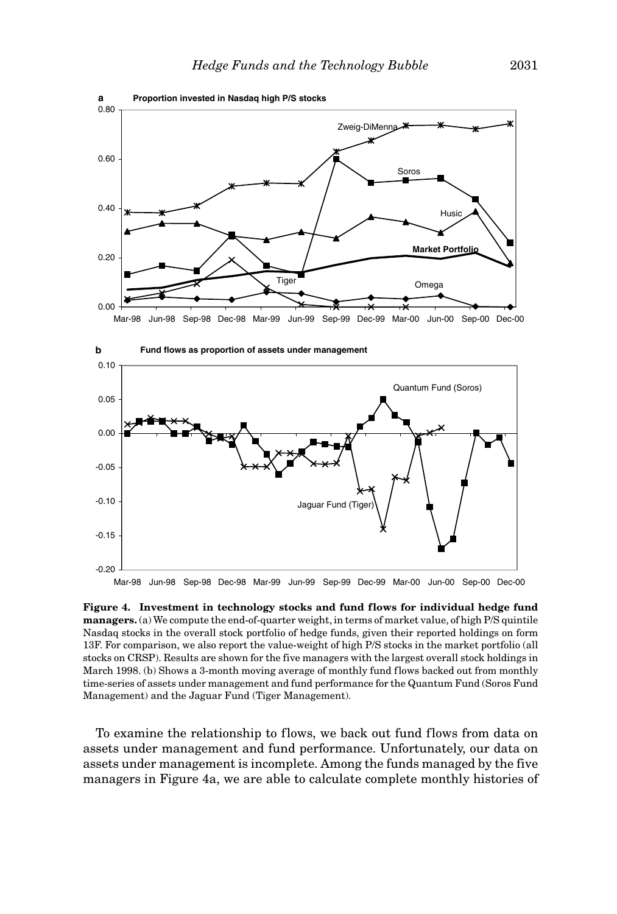**Figure 4. Investment in technology stocks and fund flows for individual hedge fund managers.** (a) We compute the end-of-quarter weight, in terms of market value, of high P/S quintile Nasdaq stocks in the overall stock portfolio of hedge funds, given their reported holdings on form 13F. For comparison, we also report the value-weight of high P/S stocks in the market portfolio (all stocks on CRSP). Results are shown for the five managers with the largest overall stock holdings in March 1998. (b) Shows a 3-month moving average of monthly fund flows backed out from monthly time-series of assets under management and fund performance for the Quantum Fund (Soros Fund Management) and the Jaguar Fund (Tiger Management).

To examine the relationship to flows, we back out fund flows from data on assets under management and fund performance. Unfortunately, our data on assets under management is incomplete. Among the funds managed by the five managers in Figure 4a, we are able to calculate complete monthly histories of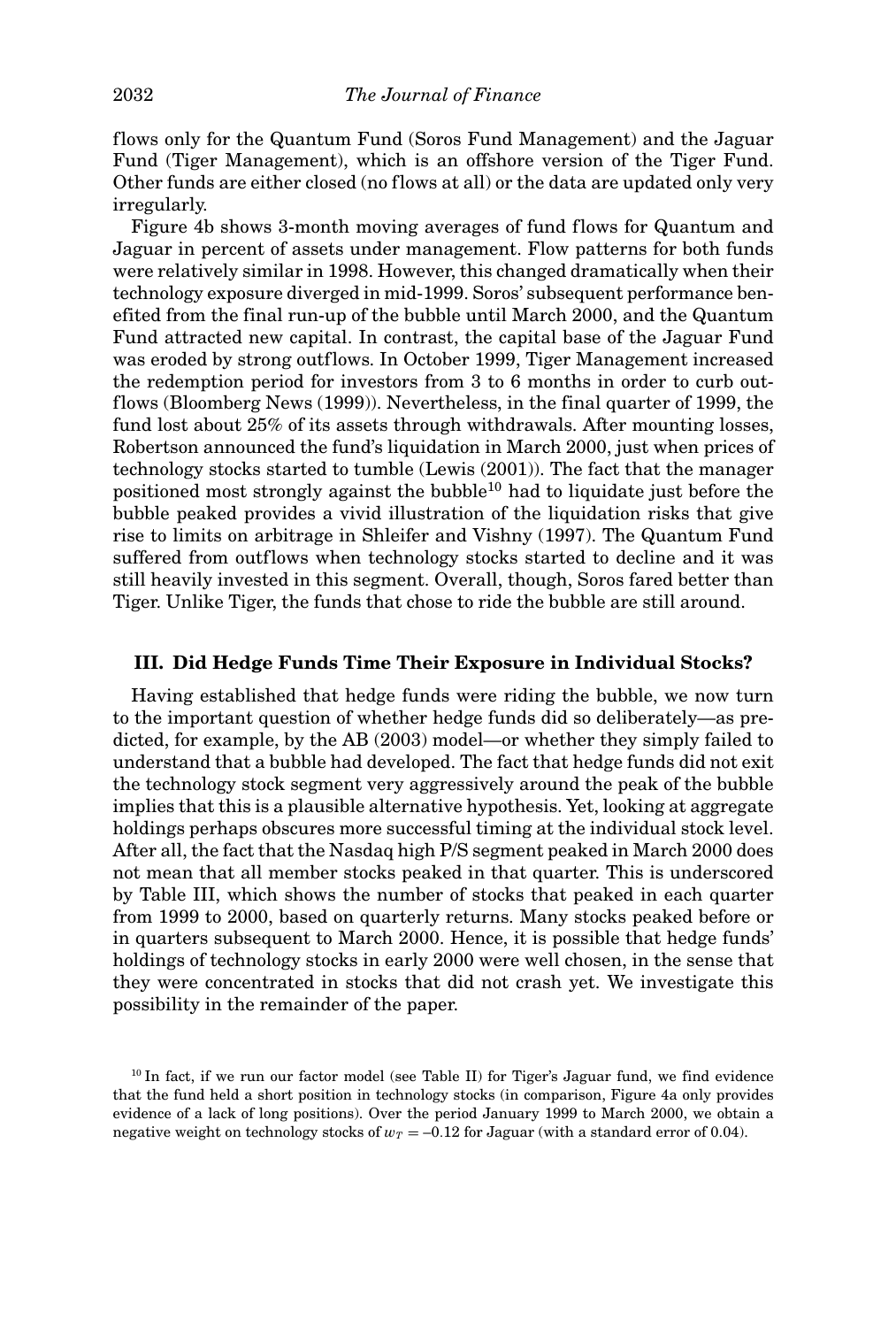flows only for the Quantum Fund (Soros Fund Management) and the Jaguar Fund (Tiger Management), which is an offshore version of the Tiger Fund. Other funds are either closed (no flows at all) or the data are updated only very irregularly.

Figure 4b shows 3-month moving averages of fund flows for Quantum and Jaguar in percent of assets under management. Flow patterns for both funds were relatively similar in 1998. However, this changed dramatically when their technology exposure diverged in mid-1999. Soros' subsequent performance benefited from the final run-up of the bubble until March 2000, and the Quantum Fund attracted new capital. In contrast, the capital base of the Jaguar Fund was eroded by strong outflows. In October 1999, Tiger Management increased the redemption period for investors from 3 to 6 months in order to curb outflows (Bloomberg News (1999)). Nevertheless, in the final quarter of 1999, the fund lost about 25% of its assets through withdrawals. After mounting losses, Robertson announced the fund's liquidation in March 2000, just when prices of technology stocks started to tumble (Lewis (2001)). The fact that the manager positioned most strongly against the bubble[10] had to liquidate just before the bubble peaked provides a vivid illustration of the liquidation risks that give rise to limits on arbitrage in Shleifer and Vishny (1997). The Quantum Fund suffered from outflows when technology stocks started to decline and it was still heavily invested in this segment. Overall, though, Soros fared better than Tiger. Unlike Tiger, the funds that chose to ride the bubble are still around.

## III. Did Hedge Funds Time Their Exposure in Individual Stocks?

Having established that hedge funds were riding the bubble, we now turn to the important question of whether hedge funds did so deliberately—as predicted, for example, by the AB (2003) model—or whether they simply failed to understand that a bubble had developed. The fact that hedge funds did not exit the technology stock segment very aggressively around the peak of the bubble implies that this is a plausible alternative hypothesis. Yet, looking at aggregate holdings perhaps obscures more successful timing at the individual stock level. After all, the fact that the Nasdaq high P/S segment peaked in March 2000 does not mean that all member stocks peaked in that quarter. This is underscored by Table III, which shows the number of stocks that peaked in each quarter from 1999 to 2000, based on quarterly returns. Many stocks peaked before or in quarters subsequent to March 2000. Hence, it is possible that hedge funds' holdings of technology stocks in early 2000 were well chosen, in the sense that they were concentrated in stocks that did not crash yet. We investigate this possibility in the remainder of the paper.

[10] In fact, if we run our factor model (see Table II) for Tiger's Jaguar fund, we find evidence that the fund held a short position in technology stocks (in comparison, Figure 4a only provides evidence of a lack of long positions). Over the period January 1999 to March 2000, we obtain a negative weight on technology stocks of $w_T = -0.12$ for Jaguar (with a standard error of 0.04).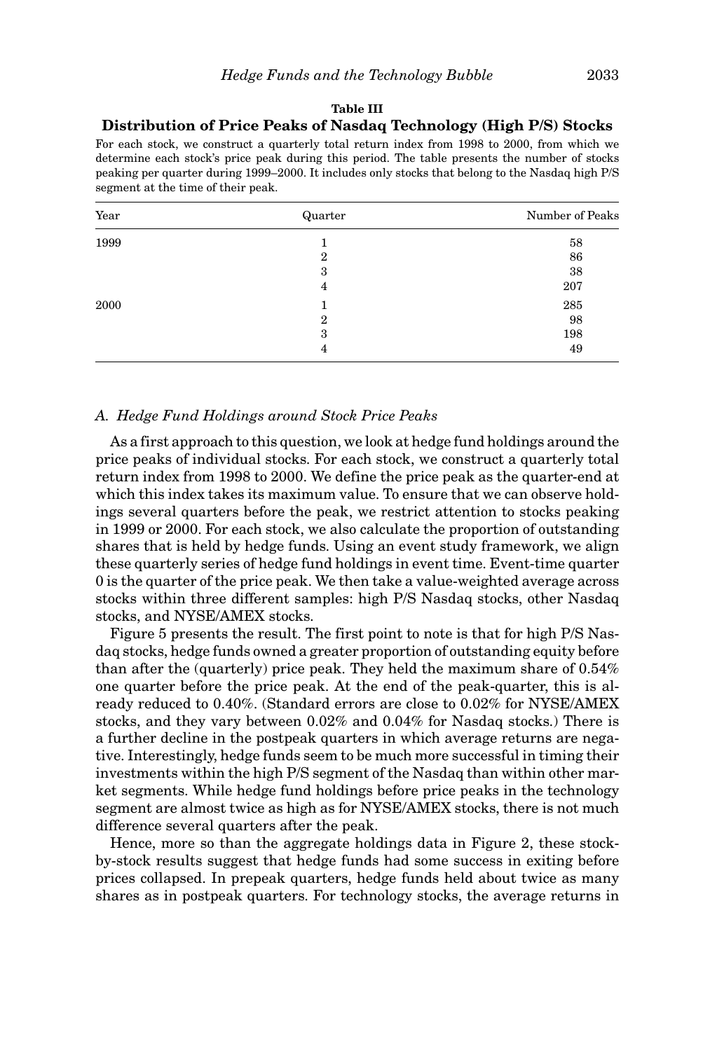**Table III**

**Distribution of Price Peaks of Nasdaq Technology (High P/S) Stocks**

For each stock, we construct a quarterly total return index from 1998 to 2000, from which we determine each stock's price peak during this period. The table presents the number of stocks peaking per quarter during 1999–2000. It includes only stocks that belong to the Nasdaq high P/S segment at the time of their peak.

| Year | Quarter | Number of Peaks |
|---|---|---|
| 1999 | 1 | 58 |
| | 2 | 86 |
| | 3 | 38 |
| | 4 | 207 |
| 2000 | 1 | 285 |
| | 2 | 98 |
| | 3 | 198 |
| | 4 | 49 |

### *A. Hedge Fund Holdings around Stock Price Peaks*

As a first approach to this question, we look at hedge fund holdings around the price peaks of individual stocks. For each stock, we construct a quarterly total return index from 1998 to 2000. We define the price peak as the quarter-end at which this index takes its maximum value. To ensure that we can observe holdings several quarters before the peak, we restrict attention to stocks peaking in 1999 or 2000. For each stock, we also calculate the proportion of outstanding shares that is held by hedge funds. Using an event study framework, we align these quarterly series of hedge fund holdings in event time. Event-time quarter 0 is the quarter of the price peak. We then take a value-weighted average across stocks within three different samples: high P/S Nasdaq stocks, other Nasdaq stocks, and NYSE/AMEX stocks.

Figure 5 presents the result. The first point to note is that for high P/S Nasdaq stocks, hedge funds owned a greater proportion of outstanding equity before than after the (quarterly) price peak. They held the maximum share of 0.54% one quarter before the price peak. At the end of the peak-quarter, this is already reduced to 0.40%. (Standard errors are close to 0.02% for NYSE/AMEX stocks, and they vary between 0.02% and 0.04% for Nasdaq stocks.) There is a further decline in the postpeak quarters in which average returns are negative. Interestingly, hedge funds seem to be much more successful in timing their investments within the high P/S segment of the Nasdaq than within other market segments. While hedge fund holdings before price peaks in the technology segment are almost twice as high as for NYSE/AMEX stocks, there is not much difference several quarters after the peak.

Hence, more so than the aggregate holdings data in Figure 2, these stock-by-stock results suggest that hedge funds had some success in exiting before prices collapsed. In prepeak quarters, hedge funds held about twice as many shares as in postpeak quarters. For technology stocks, the average returns in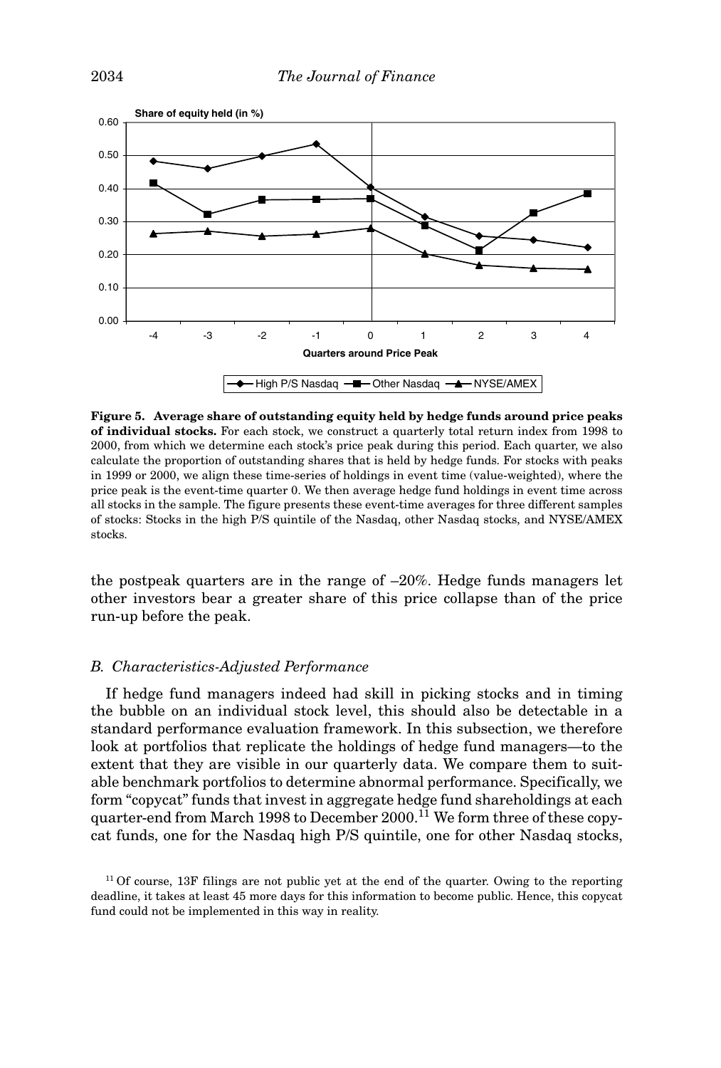**Figure 5. Average share of outstanding equity held by hedge funds around price peaks of individual stocks.** For each stock, we construct a quarterly total return index from 1998 to 2000, from which we determine each stock's price peak during this period. Each quarter, we also calculate the proportion of outstanding shares that is held by hedge funds. For stocks with peaks in 1999 or 2000, we align these time-series of holdings in event time (value-weighted), where the price peak is the event-time quarter 0. We then average hedge fund holdings in event time across all stocks in the sample. The figure presents these event-time averages for three different samples of stocks: Stocks in the high P/S quintile of the Nasdaq, other Nasdaq stocks, and NYSE/AMEX stocks.

the postpeak quarters are in the range of –20%. Hedge funds managers let other investors bear a greater share of this price collapse than of the price run-up before the peak.

### *B. Characteristics-Adjusted Performance*

If hedge fund managers indeed had skill in picking stocks and in timing the bubble on an individual stock level, this should also be detectable in a standard performance evaluation framework. In this subsection, we therefore look at portfolios that replicate the holdings of hedge fund managers—to the extent that they are visible in our quarterly data. We compare them to suitable benchmark portfolios to determine abnormal performance. Specifically, we form "copycat" funds that invest in aggregate hedge fund shareholdings at each quarter-end from March 1998 to December 2000.[11] We form three of these copycat funds, one for the Nasdaq high P/S quintile, one for other Nasdaq stocks,

[11] Of course, 13F filings are not public yet at the end of the quarter. Owing to the reporting deadline, it takes at least 45 more days for this information to become public. Hence, this copycat fund could not be implemented in this way in reality.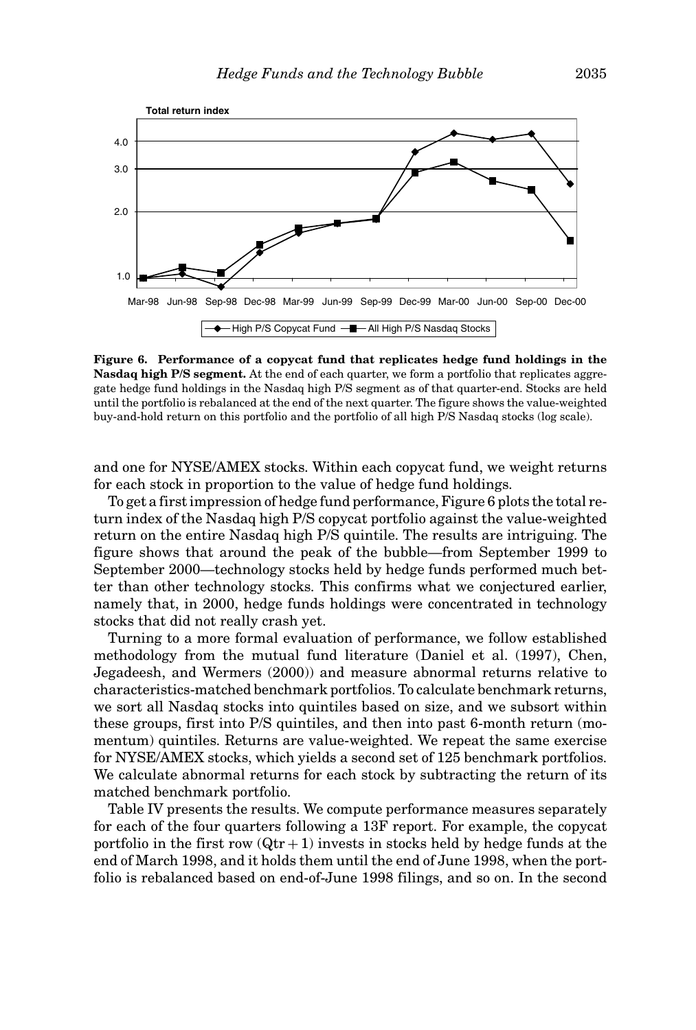**Figure 6. Performance of a copycat fund that replicates hedge fund holdings in the Nasdaq high P/S segment.** At the end of each quarter, we form a portfolio that replicates aggregate hedge fund holdings in the Nasdaq high P/S segment as of that quarter-end. Stocks are held until the portfolio is rebalanced at the end of the next quarter. The figure shows the value-weighted buy-and-hold return on this portfolio and the portfolio of all high P/S Nasdaq stocks (log scale).

and one for NYSE/AMEX stocks. Within each copycat fund, we weight returns for each stock in proportion to the value of hedge fund holdings.

To get a first impression of hedge fund performance, Figure 6 plots the total return index of the Nasdaq high P/S copycat portfolio against the value-weighted return on the entire Nasdaq high P/S quintile. The results are intriguing. The figure shows that around the peak of the bubble—from September 1999 to September 2000—technology stocks held by hedge funds performed much better than other technology stocks. This confirms what we conjectured earlier, namely that, in 2000, hedge funds holdings were concentrated in technology stocks that did not really crash yet.

Turning to a more formal evaluation of performance, we follow established methodology from the mutual fund literature (Daniel et al. (1997), Chen, Jegadeesh, and Wermers (2000)) and measure abnormal returns relative to characteristics-matched benchmark portfolios. To calculate benchmark returns, we sort all Nasdaq stocks into quintiles based on size, and we subsort within these groups, first into P/S quintiles, and then into past 6-month return (momentum) quintiles. Returns are value-weighted. We repeat the same exercise for NYSE/AMEX stocks, which yields a second set of 125 benchmark portfolios. We calculate abnormal returns for each stock by subtracting the return of its matched benchmark portfolio.

Table IV presents the results. We compute performance measures separately for each of the four quarters following a 13F report. For example, the copycat portfolio in the first row (Qtr + 1) invests in stocks held by hedge funds at the end of March 1998, and it holds them until the end of June 1998, when the portfolio is rebalanced based on end-of-June 1998 filings, and so on. In the second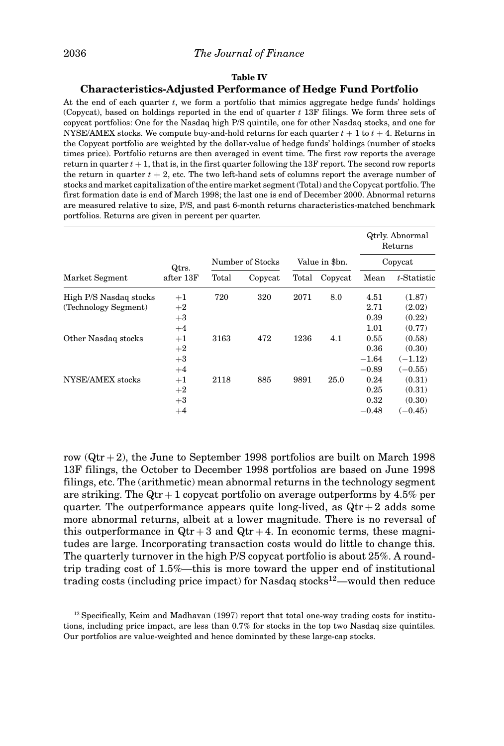**Table IV**

**Characteristics-Adjusted Performance of Hedge Fund Portfolio**

At the end of each quarter $t$, we form a portfolio that mimics aggregate hedge funds' holdings (Copycat), based on holdings reported in the end of quarter $t$ 13F filings. We form three sets of copycat portfolios: One for the Nasdaq high P/S quintile, one for other Nasdaq stocks, and one for NYSE/AMEX stocks. We compute buy-and-hold returns for each quarter $t+1$ to $t+4$. Returns in the Copycat portfolio are weighted by the dollar-value of hedge funds' holdings (number of stocks times price). Portfolio returns are then averaged in event time. The first row reports the average return in quarter $t+1$, that is, in the first quarter following the 13F report. The second row reports the return in quarter $t+2$, etc. The two left-hand sets of columns report the average number of stocks and market capitalization of the entire market segment (Total) and the Copycat portfolio. The first formation date is end of March 1998; the last one is end of December 2000. Abnormal returns are measured relative to size, P/S, and past 6-month returns characteristics-matched benchmark portfolios. Returns are given in percent per quarter.

| | | | | | | Qtrly. Abnormal Returns | |
|---|---|---|---|---|---|---|---|
| | | Number of Stocks | | Value in \$bn. | | Copycat | |
| Market Segment | Qtrs. after 13F | Total | Copycat | Total | Copycat | Mean | $t$-Statistic |
| High P/S Nasdaq stocks | +1 | 720 | 320 | 2071 | 8.0 | 4.51 | (1.87) |
| (Technology Segment) | +2 | | | | | 2.71 | (2.02) |
| | +3 | | | | | 0.39 | (0.22) |
| | +4 | | | | | 1.01 | (0.77) |
| Other Nasdaq stocks | +1 | 3163 | 472 | 1236 | 4.1 | 0.55 | (0.58) |
| | +2 | | | | | 0.36 | (0.30) |
| | +3 | | | | | −1.64 | (−1.12) |
| | +4 | | | | | −0.89 | (−0.55) |
| NYSE/AMEX stocks | +1 | 2118 | 885 | 9891 | 25.0 | 0.24 | (0.31) |
| | +2 | | | | | 0.25 | (0.31) |
| | +3 | | | | | 0.32 | (0.30) |
| | +4 | | | | | −0.48 | (−0.45) |

row (Qtr + 2), the June to September 1998 portfolios are built on March 1998 13F filings, the October to December 1998 portfolios are based on June 1998 filings, etc. The (arithmetic) mean abnormal returns in the technology segment are striking. The Qtr + 1 copycat portfolio on average outperforms by 4.5% per quarter. The outperformance appears quite long-lived, as Qtr + 2 adds some more abnormal returns, albeit at a lower magnitude. There is no reversal of this outperformance in Qtr + 3 and Qtr + 4. In economic terms, these magnitudes are large. Incorporating transaction costs would do little to change this. The quarterly turnover in the high P/S copycat portfolio is about 25%. A round-trip trading cost of 1.5%—this is more toward the upper end of institutional trading costs (including price impact) for Nasdaq stocks[12]—would then reduce

[12] Specifically, Keim and Madhavan (1997) report that total one-way trading costs for institutions, including price impact, are less than 0.7% for stocks in the top two Nasdaq size quintiles. Our portfolios are value-weighted and hence dominated by these large-cap stocks.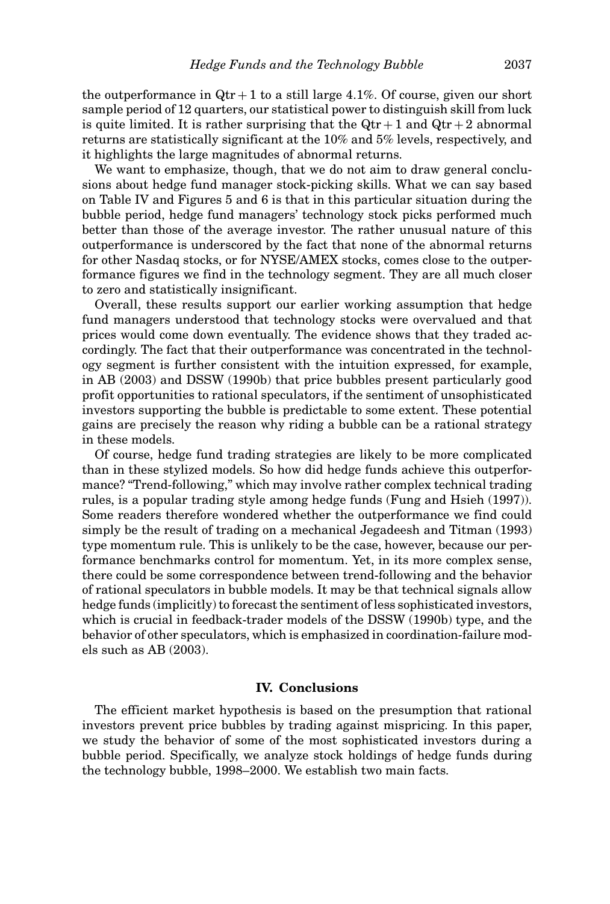the outperformance in Qtr + 1 to a still large 4.1%. Of course, given our short sample period of 12 quarters, our statistical power to distinguish skill from luck is quite limited. It is rather surprising that the Qtr + 1 and Qtr + 2 abnormal returns are statistically significant at the 10% and 5% levels, respectively, and it highlights the large magnitudes of abnormal returns.

We want to emphasize, though, that we do not aim to draw general conclusions about hedge fund manager stock-picking skills. What we can say based on Table IV and Figures 5 and 6 is that in this particular situation during the bubble period, hedge fund managers' technology stock picks performed much better than those of the average investor. The rather unusual nature of this outperformance is underscored by the fact that none of the abnormal returns for other Nasdaq stocks, or for NYSE/AMEX stocks, comes close to the outperformance figures we find in the technology segment. They are all much closer to zero and statistically insignificant.

Overall, these results support our earlier working assumption that hedge fund managers understood that technology stocks were overvalued and that prices would come down eventually. The evidence shows that they traded accordingly. The fact that their outperformance was concentrated in the technology segment is further consistent with the intuition expressed, for example, in AB (2003) and DSSW (1990b) that price bubbles present particularly good profit opportunities to rational speculators, if the sentiment of unsophisticated investors supporting the bubble is predictable to some extent. These potential gains are precisely the reason why riding a bubble can be a rational strategy in these models.

Of course, hedge fund trading strategies are likely to be more complicated than in these stylized models. So how did hedge funds achieve this outperformance? "Trend-following," which may involve rather complex technical trading rules, is a popular trading style among hedge funds (Fung and Hsieh (1997)). Some readers therefore wondered whether the outperformance we find could simply be the result of trading on a mechanical Jegadeesh and Titman (1993) type momentum rule. This is unlikely to be the case, however, because our performance benchmarks control for momentum. Yet, in its more complex sense, there could be some correspondence between trend-following and the behavior of rational speculators in bubble models. It may be that technical signals allow hedge funds (implicitly) to forecast the sentiment of less sophisticated investors, which is crucial in feedback-trader models of the DSSW (1990b) type, and the behavior of other speculators, which is emphasized in coordination-failure models such as AB (2003).

## IV. Conclusions

The efficient market hypothesis is based on the presumption that rational investors prevent price bubbles by trading against mispricing. In this paper, we study the behavior of some of the most sophisticated investors during a bubble period. Specifically, we analyze stock holdings of hedge funds during the technology bubble, 1998–2000. We establish two main facts.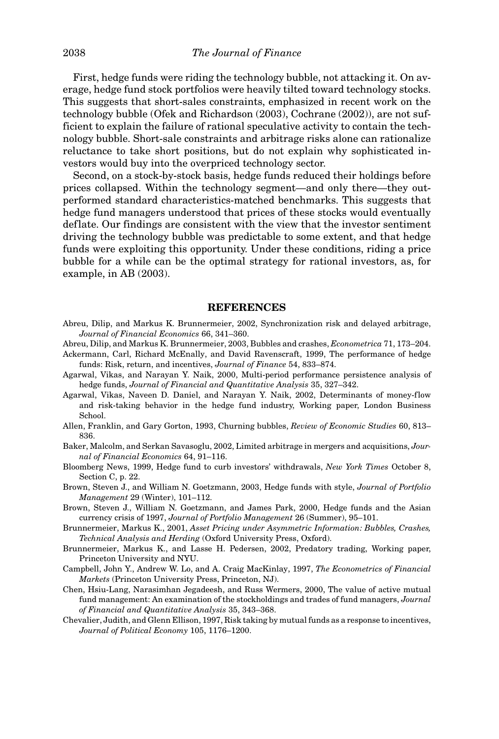First, hedge funds were riding the technology bubble, not attacking it. On average, hedge fund stock portfolios were heavily tilted toward technology stocks. This suggests that short-sales constraints, emphasized in recent work on the technology bubble (Ofek and Richardson (2003), Cochrane (2002)), are not sufficient to explain the failure of rational speculative activity to contain the technology bubble. Short-sale constraints and arbitrage risks alone can rationalize reluctance to take short positions, but do not explain why sophisticated investors would buy into the overpriced technology sector.

Second, on a stock-by-stock basis, hedge funds reduced their holdings before prices collapsed. Within the technology segment—and only there—they outperformed standard characteristics-matched benchmarks. This suggests that hedge fund managers understood that prices of these stocks would eventually deflate. Our findings are consistent with the view that the investor sentiment driving the technology bubble was predictable to some extent, and that hedge funds were exploiting this opportunity. Under these conditions, riding a price bubble for a while can be the optimal strategy for rational investors, as, for example, in AB (2003).

## REFERENCES

Abreu, Dilip, and Markus K. Brunnermeier, 2002, Synchronization risk and delayed arbitrage, *Journal of Financial Economics* 66, 341–360.

Abreu, Dilip, and Markus K. Brunnermeier, 2003, Bubbles and crashes, *Econometrica* 71, 173–204.

Ackermann, Carl, Richard McEnally, and David Ravenscraft, 1999, The performance of hedge funds: Risk, return, and incentives, *Journal of Finance* 54, 833–874.

Agarwal, Vikas, and Narayan Y. Naik, 2000, Multi-period performance persistence analysis of hedge funds, *Journal of Financial and Quantitative Analysis* 35, 327–342.

Agarwal, Vikas, Naveen D. Daniel, and Narayan Y. Naik, 2002, Determinants of money-flow and risk-taking behavior in the hedge fund industry, Working paper, London Business School.

Allen, Franklin, and Gary Gorton, 1993, Churning bubbles, *Review of Economic Studies* 60, 813–836.

Baker, Malcolm, and Serkan Savasoglu, 2002, Limited arbitrage in mergers and acquisitions, *Journal of Financial Economics* 64, 91–116.

Bloomberg News, 1999, Hedge fund to curb investors' withdrawals, *New York Times* October 8, Section C, p. 22.

Brown, Steven J., and William N. Goetzmann, 2003, Hedge funds with style, *Journal of Portfolio Management* 29 (Winter), 101–112.

Brown, Steven J., William N. Goetzmann, and James Park, 2000, Hedge funds and the Asian currency crisis of 1997, *Journal of Portfolio Management* 26 (Summer), 95–101.

Brunnermeier, Markus K., 2001, *Asset Pricing under Asymmetric Information: Bubbles, Crashes, Technical Analysis and Herding* (Oxford University Press, Oxford).

Brunnermeier, Markus K., and Lasse H. Pedersen, 2002, Predatory trading, Working paper, Princeton University and NYU.

Campbell, John Y., Andrew W. Lo, and A. Craig MacKinlay, 1997, *The Econometrics of Financial Markets* (Princeton University Press, Princeton, NJ).

Chen, Hsiu-Lang, Narasimhan Jegadeesh, and Russ Wermers, 2000, The value of active mutual fund management: An examination of the stockholdings and trades of fund managers, *Journal of Financial and Quantitative Analysis* 35, 343–368.

Chevalier, Judith, and Glenn Ellison, 1997, Risk taking by mutual funds as a response to incentives, *Journal of Political Economy* 105, 1176–1200.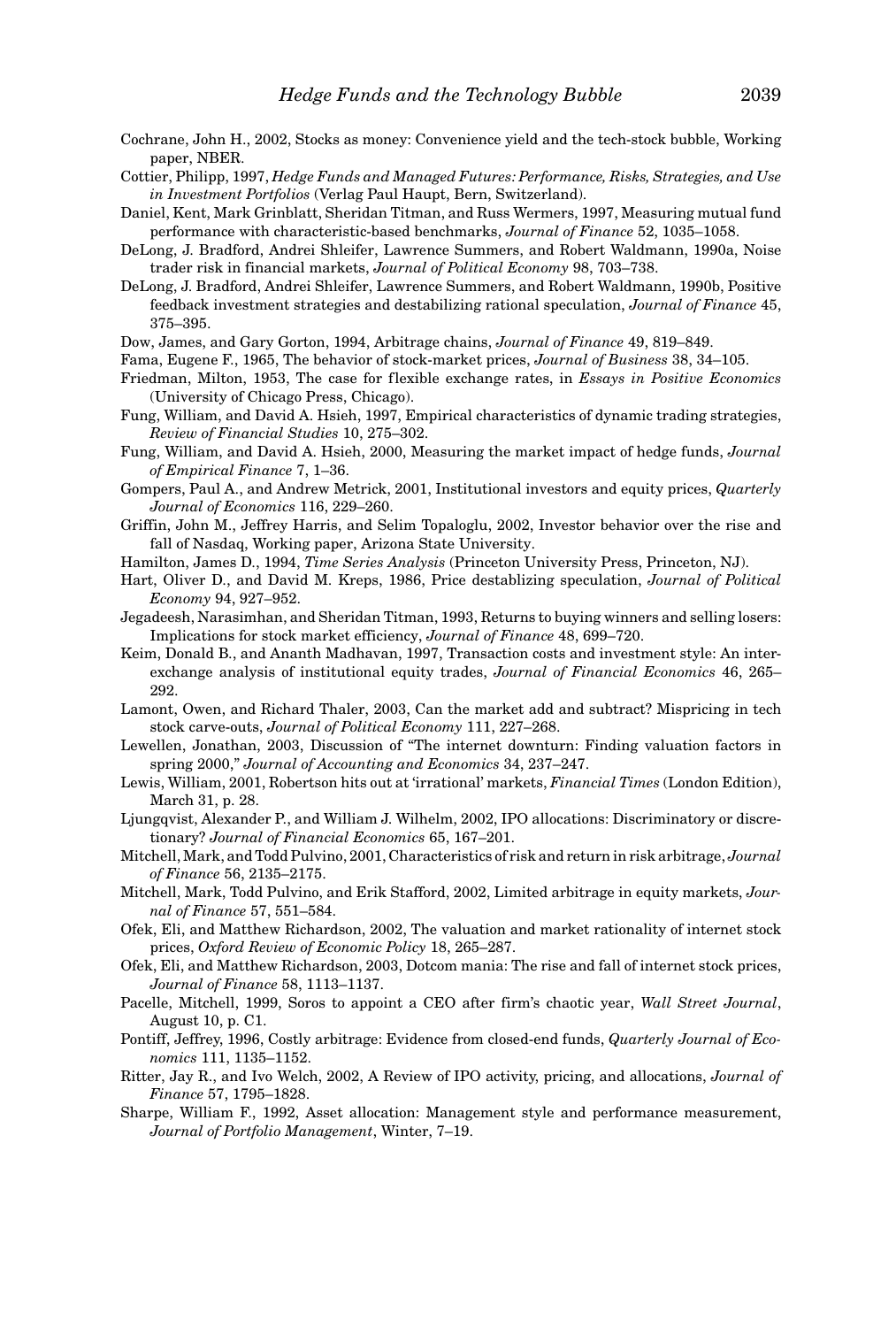Cochrane, John H., 2002, Stocks as money: Convenience yield and the tech-stock bubble, Working paper, NBER.

Cottier, Philipp, 1997, *Hedge Funds and Managed Futures: Performance, Risks, Strategies, and Use in Investment Portfolios* (Verlag Paul Haupt, Bern, Switzerland).

Daniel, Kent, Mark Grinblatt, Sheridan Titman, and Russ Wermers, 1997, Measuring mutual fund performance with characteristic-based benchmarks, *Journal of Finance* 52, 1035–1058.

DeLong, J. Bradford, Andrei Shleifer, Lawrence Summers, and Robert Waldmann, 1990a, Noise trader risk in financial markets, *Journal of Political Economy* 98, 703–738.

DeLong, J. Bradford, Andrei Shleifer, Lawrence Summers, and Robert Waldmann, 1990b, Positive feedback investment strategies and destabilizing rational speculation, *Journal of Finance* 45, 375–395.

Dow, James, and Gary Gorton, 1994, Arbitrage chains, *Journal of Finance* 49, 819–849.

Fama, Eugene F., 1965, The behavior of stock-market prices, *Journal of Business* 38, 34–105.

Friedman, Milton, 1953, The case for flexible exchange rates, in *Essays in Positive Economics* (University of Chicago Press, Chicago).

Fung, William, and David A. Hsieh, 1997, Empirical characteristics of dynamic trading strategies, *Review of Financial Studies* 10, 275–302.

Fung, William, and David A. Hsieh, 2000, Measuring the market impact of hedge funds, *Journal of Empirical Finance* 7, 1–36.

Gompers, Paul A., and Andrew Metrick, 2001, Institutional investors and equity prices, *Quarterly Journal of Economics* 116, 229–260.

Griffin, John M., Jeffrey Harris, and Selim Topaloglu, 2002, Investor behavior over the rise and fall of Nasdaq, Working paper, Arizona State University.

Hamilton, James D., 1994, *Time Series Analysis* (Princeton University Press, Princeton, NJ).

Hart, Oliver D., and David M. Kreps, 1986, Price destablizing speculation, *Journal of Political Economy* 94, 927–952.

Jegadeesh, Narasimhan, and Sheridan Titman, 1993, Returns to buying winners and selling losers: Implications for stock market efficiency, *Journal of Finance* 48, 699–720.

Keim, Donald B., and Ananth Madhavan, 1997, Transaction costs and investment style: An inter-exchange analysis of institutional equity trades, *Journal of Financial Economics* 46, 265–292.

Lamont, Owen, and Richard Thaler, 2003, Can the market add and subtract? Mispricing in tech stock carve-outs, *Journal of Political Economy* 111, 227–268.

Lewellen, Jonathan, 2003, Discussion of "The internet downturn: Finding valuation factors in spring 2000," *Journal of Accounting and Economics* 34, 237–247.

Lewis, William, 2001, Robertson hits out at 'irrational' markets, *Financial Times* (London Edition), March 31, p. 28.

Ljungqvist, Alexander P., and William J. Wilhelm, 2002, IPO allocations: Discriminatory or discretionary? *Journal of Financial Economics* 65, 167–201.

Mitchell, Mark, and Todd Pulvino, 2001, Characteristics of risk and return in risk arbitrage, *Journal of Finance* 56, 2135–2175.

Mitchell, Mark, Todd Pulvino, and Erik Stafford, 2002, Limited arbitrage in equity markets, *Journal of Finance* 57, 551–584.

Ofek, Eli, and Matthew Richardson, 2002, The valuation and market rationality of internet stock prices, *Oxford Review of Economic Policy* 18, 265–287.

Ofek, Eli, and Matthew Richardson, 2003, Dotcom mania: The rise and fall of internet stock prices, *Journal of Finance* 58, 1113–1137.

Pacelle, Mitchell, 1999, Soros to appoint a CEO after firm's chaotic year, *Wall Street Journal*, August 10, p. C1.

Pontiff, Jeffrey, 1996, Costly arbitrage: Evidence from closed-end funds, *Quarterly Journal of Economics* 111, 1135–1152.

Ritter, Jay R., and Ivo Welch, 2002, A Review of IPO activity, pricing, and allocations, *Journal of Finance* 57, 1795–1828.

Sharpe, William F., 1992, Asset allocation: Management style and performance measurement, *Journal of Portfolio Management*, Winter, 7–19.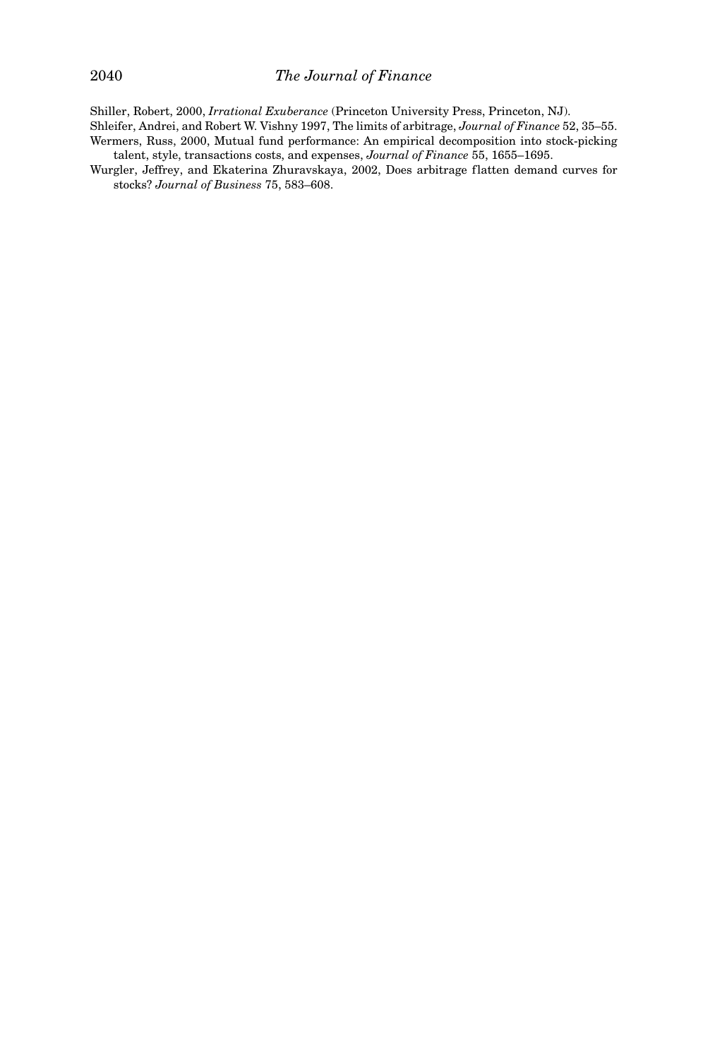Shiller, Robert, 2000, *Irrational Exuberance* (Princeton University Press, Princeton, NJ).

Shleifer, Andrei, and Robert W. Vishny 1997, The limits of arbitrage, *Journal of Finance* 52, 35–55.

Wermers, Russ, 2000, Mutual fund performance: An empirical decomposition into stock-picking talent, style, transactions costs, and expenses, *Journal of Finance* 55, 1655–1695.

Wurgler, Jeffrey, and Ekaterina Zhuravskaya, 2002, Does arbitrage flatten demand curves for stocks? *Journal of Business* 75, 583–608.